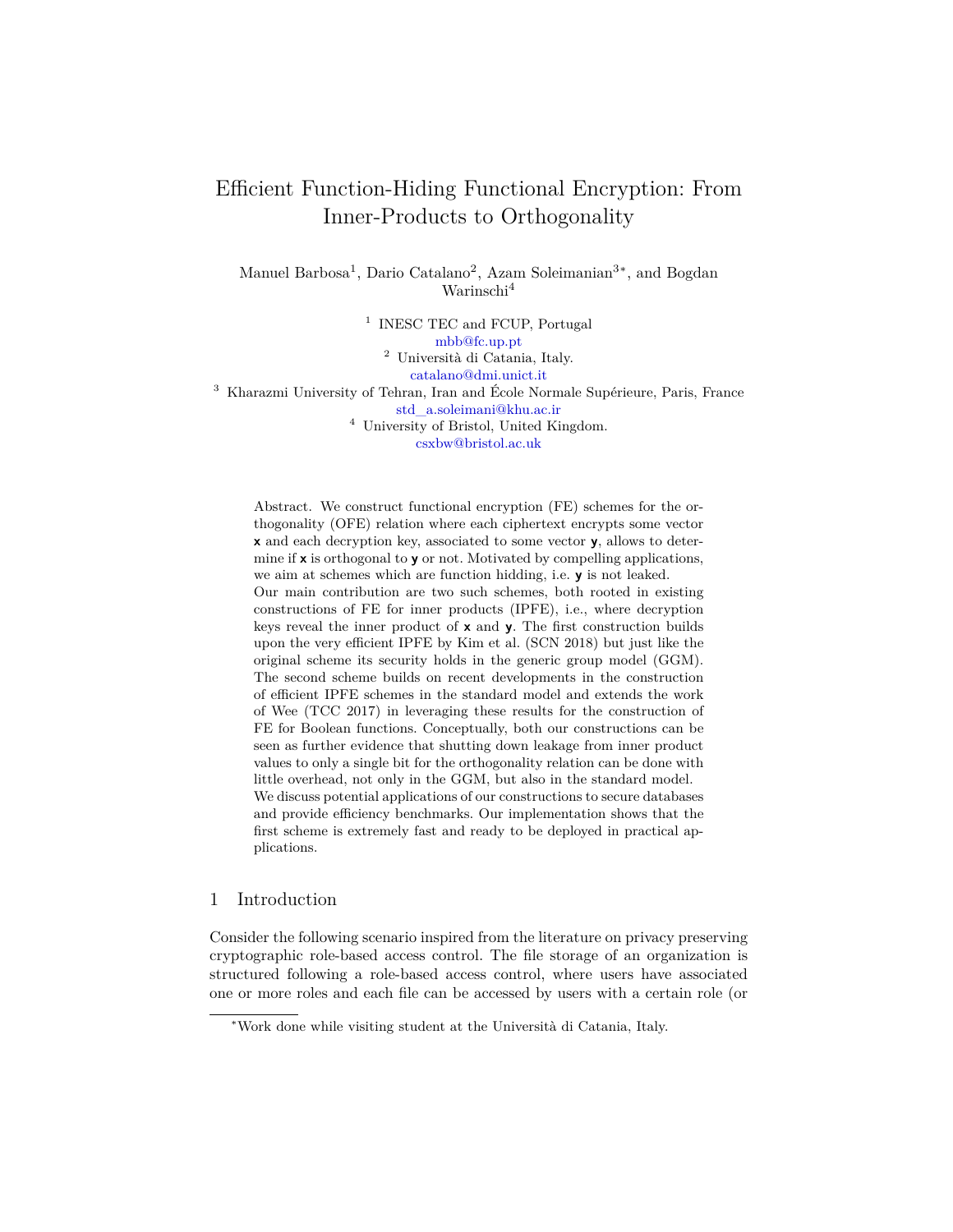# Efficient Function-Hiding Functional Encryption: From Inner-Products to Orthogonality

Manuel Barbosa[1], Dario Catalano[2], Azam Soleimanian[3*], and Bogdan Warinschi[4]

[1] INESC TEC and FCUP, Portugal
mbb@fc.up.pt
[2] Università di Catania, Italy.
catalano@dmi.unict.it
[3] Kharazmi University of Tehran, Iran and École Normale Supérieure, Paris, France
std_a.soleimani@khu.ac.ir
[4] University of Bristol, United Kingdom.
csxbw@bristol.ac.uk

**Abstract.** We construct functional encryption (FE) schemes for the orthogonality (OFE) relation where each ciphertext encrypts some vector $\mathbf{x}$ and each decryption key, associated to some vector $\mathbf{y}$, allows to determine if $\mathbf{x}$ is orthogonal to $\mathbf{y}$ or not. Motivated by compelling applications, we aim at schemes which are function hidding, i.e. $\mathbf{y}$ is not leaked.

Our main contribution are two such schemes, both rooted in existing constructions of FE for inner products (IPFE), i.e., where decryption keys reveal the inner product of $\mathbf{x}$ and $\mathbf{y}$. The first construction builds upon the very efficient IPFE by Kim et al. (SCN 2018) but just like the original scheme its security holds in the generic group model (GGM). The second scheme builds on recent developments in the construction of efficient IPFE schemes in the standard model and extends the work of Wee (TCC 2017) in leveraging these results for the construction of FE for Boolean functions. Conceptually, both our constructions can be seen as further evidence that shutting down leakage from inner product values to only a single bit for the orthogonality relation can be done with little overhead, not only in the GGM, but also in the standard model.

We discuss potential applications of our constructions to secure databases and provide efficiency benchmarks. Our implementation shows that the first scheme is extremely fast and ready to be deployed in practical applications.

## 1 Introduction

Consider the following scenario inspired from the literature on privacy preserving cryptographic role-based access control. The file storage of an organization is structured following a role-based access control, where users have associated one or more roles and each file can be accessed by users with a certain role (or

---

*Work done while visiting student at the Università di Catania, Italy.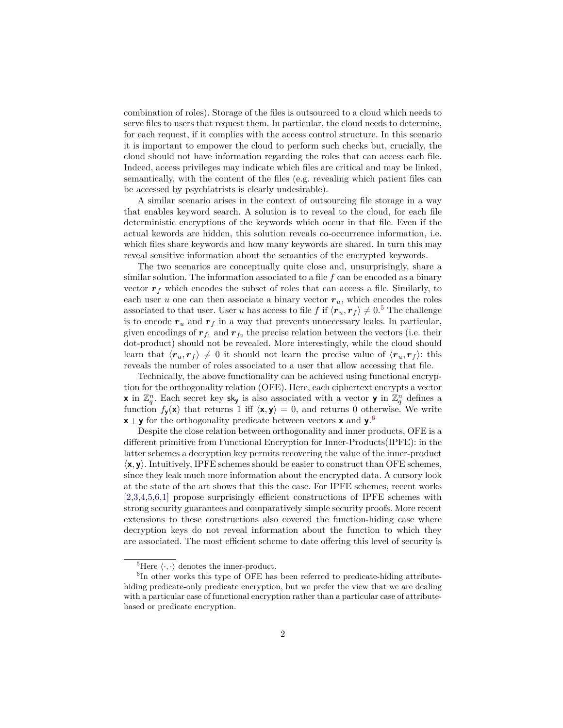combination of roles). Storage of the files is outsourced to a cloud which needs to serve files to users that request them. In particular, the cloud needs to determine, for each request, if it complies with the access control structure. In this scenario it is important to empower the cloud to perform such checks but, crucially, the cloud should not have information regarding the roles that can access each file. Indeed, access privileges may indicate which files are critical and may be linked, semantically, with the content of the files (e.g. revealing which patient files can be accessed by psychiatrists is clearly undesirable).

A similar scenario arises in the context of outsourcing file storage in a way that enables keyword search. A solution is to reveal to the cloud, for each file deterministic encryptions of the keywords which occur in that file. Even if the actual kewords are hidden, this solution reveals co-occurrence information, i.e. which files share keywords and how many keywords are shared. In turn this may reveal sensitive information about the semantics of the encrypted keywords.

The two scenarios are conceptually quite close and, unsurprisingly, share a similar solution. The information associated to a file $f$ can be encoded as a binary vector $\boldsymbol{r}_f$ which encodes the subset of roles that can access a file. Similarly, to each user $u$ one can then associate a binary vector $\boldsymbol{r}_u$, which encodes the roles associated to that user. User $u$ has access to file $f$ if $\langle \boldsymbol{r}_u, \boldsymbol{r}_f \rangle \neq 0$.[5] The challenge is to encode $\boldsymbol{r}_u$ and $\boldsymbol{r}_f$ in a way that prevents unnecessary leaks. In particular, given encodings of $\boldsymbol{r}_{f_1}$ and $\boldsymbol{r}_{f_2}$ the precise relation between the vectors (i.e. their dot-product) should not be revealed. More interestingly, while the cloud should learn that $\langle \boldsymbol{r}_u, \boldsymbol{r}_f \rangle \neq 0$ it should not learn the precise value of $\langle \boldsymbol{r}_u, \boldsymbol{r}_f \rangle$: this reveals the number of roles associated to a user that allow accessing that file.

Technically, the above functionality can be achieved using functional encryption for the orthogonality relation (OFE). Here, each ciphertext encrypts a vector $\mathbf{x}$ in $\mathbb{Z}_q^n$. Each secret key $\mathsf{sk}_{\mathbf{y}}$ is also associated with a vector $\mathbf{y}$ in $\mathbb{Z}_q^n$ defines a function $f_{\mathbf{y}}(\mathbf{x})$ that returns 1 iff $\langle \mathbf{x}, \mathbf{y} \rangle = 0$, and returns 0 otherwise. We write $\mathbf{x} \perp \mathbf{y}$ for the orthogonality predicate between vectors $\mathbf{x}$ and $\mathbf{y}$.[6]

Despite the close relation between orthogonality and inner products, OFE is a different primitive from Functional Encryption for Inner-Products(IPFE): in the latter schemes a decryption key permits recovering the value of the inner-product $\langle \mathbf{x}, \mathbf{y} \rangle$. Intuitively, IPFE schemes should be easier to construct than OFE schemes, since they leak much more information about the encrypted data. A cursory look at the state of the art shows that this the case. For IPFE schemes, recent works [2,3,4,5,6,1] propose surprisingly efficient constructions of IPFE schemes with strong security guarantees and comparatively simple security proofs. More recent extensions to these constructions also covered the function-hiding case where decryption keys do not reveal information about the function to which they are associated. The most efficient scheme to date offering this level of security is

---

[5] Here $\langle \cdot, \cdot \rangle$ denotes the inner-product.

[6] In other works this type of OFE has been referred to predicate-hiding attribute-hiding predicate-only predicate encryption, but we prefer the view that we are dealing with a particular case of functional encryption rather than a particular case of attribute-based or predicate encryption.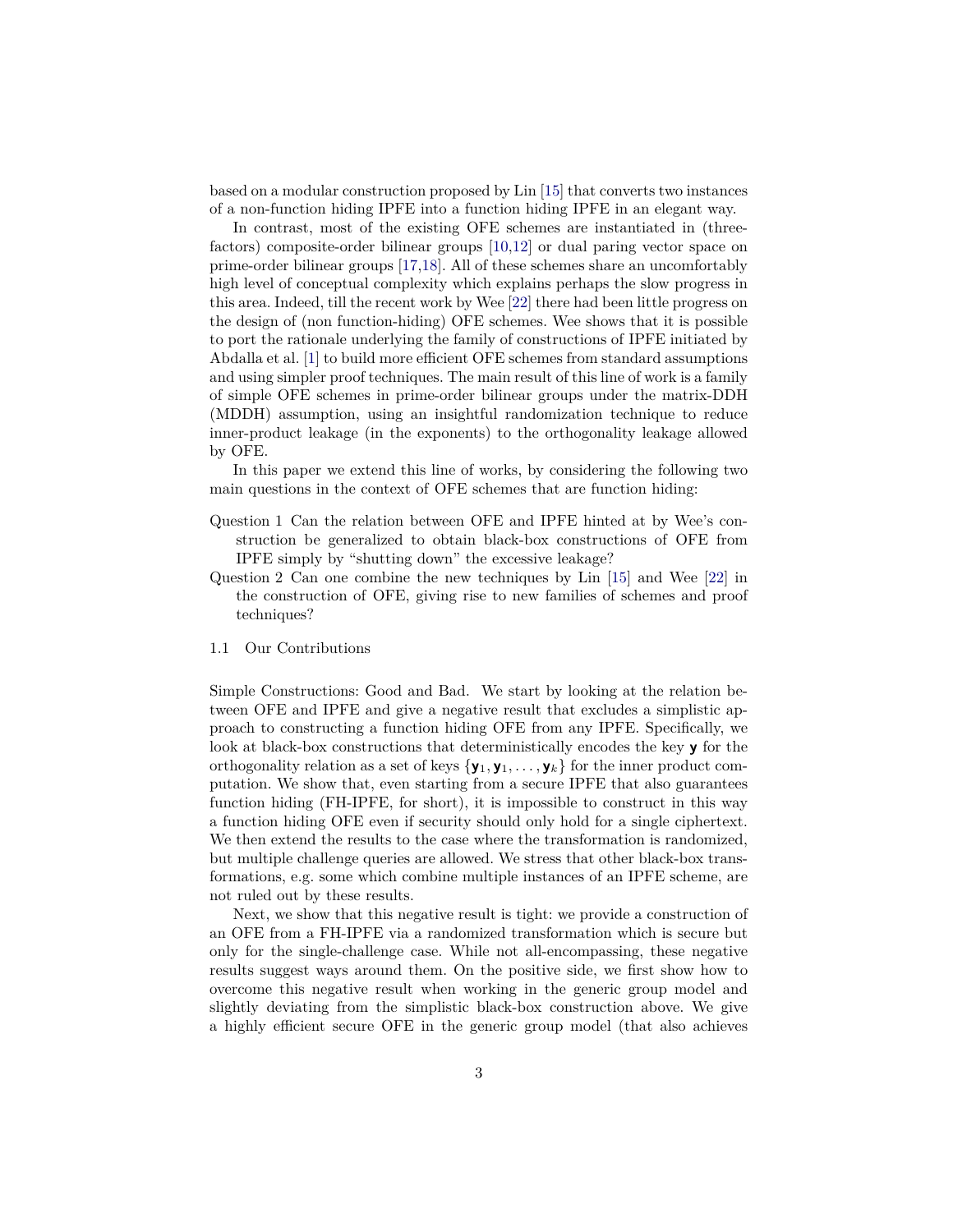based on a modular construction proposed by Lin [15] that converts two instances of a non-function hiding IPFE into a function hiding IPFE in an elegant way.

In contrast, most of the existing OFE schemes are instantiated in (three-factors) composite-order bilinear groups [10,12] or dual paring vector space on prime-order bilinear groups [17,18]. All of these schemes share an uncomfortably high level of conceptual complexity which explains perhaps the slow progress in this area. Indeed, till the recent work by Wee [22] there had been little progress on the design of (non function-hiding) OFE schemes. Wee shows that it is possible to port the rationale underlying the family of constructions of IPFE initiated by Abdalla et al. [1] to build more efficient OFE schemes from standard assumptions and using simpler proof techniques. The main result of this line of work is a family of simple OFE schemes in prime-order bilinear groups under the matrix-DDH (MDDH) assumption, using an insightful randomization technique to reduce inner-product leakage (in the exponents) to the orthogonality leakage allowed by OFE.

In this paper we extend this line of works, by considering the following two main questions in the context of OFE schemes that are function hiding:

Question 1 Can the relation between OFE and IPFE hinted at by Wee's construction be generalized to obtain black-box constructions of OFE from IPFE simply by "shutting down" the excessive leakage?

Question 2 Can one combine the new techniques by Lin [15] and Wee [22] in the construction of OFE, giving rise to new families of schemes and proof techniques?

### 1.1 Our Contributions

**Simple Constructions: Good and Bad.** We start by looking at the relation between OFE and IPFE and give a negative result that excludes a simplistic approach to constructing a function hiding OFE from any IPFE. Specifically, we look at black-box constructions that deterministically encodes the key $\mathbf{y}$ for the orthogonality relation as a set of keys $\{\mathbf{y}_1, \mathbf{y}_1, \ldots, \mathbf{y}_k\}$ for the inner product computation. We show that, even starting from a secure IPFE that also guarantees function hiding (FH-IPFE, for short), it is impossible to construct in this way a function hiding OFE even if security should only hold for a single ciphertext. We then extend the results to the case where the transformation is randomized, but multiple challenge queries are allowed. We stress that other black-box transformations, e.g. some which combine multiple instances of an IPFE scheme, are not ruled out by these results.

Next, we show that this negative result is tight: we provide a construction of an OFE from a FH-IPFE via a randomized transformation which is secure but only for the single-challenge case. While not all-encompassing, these negative results suggest ways around them. On the positive side, we first show how to overcome this negative result when working in the generic group model and slightly deviating from the simplistic black-box construction above. We give a highly efficient secure OFE in the generic group model (that also achieves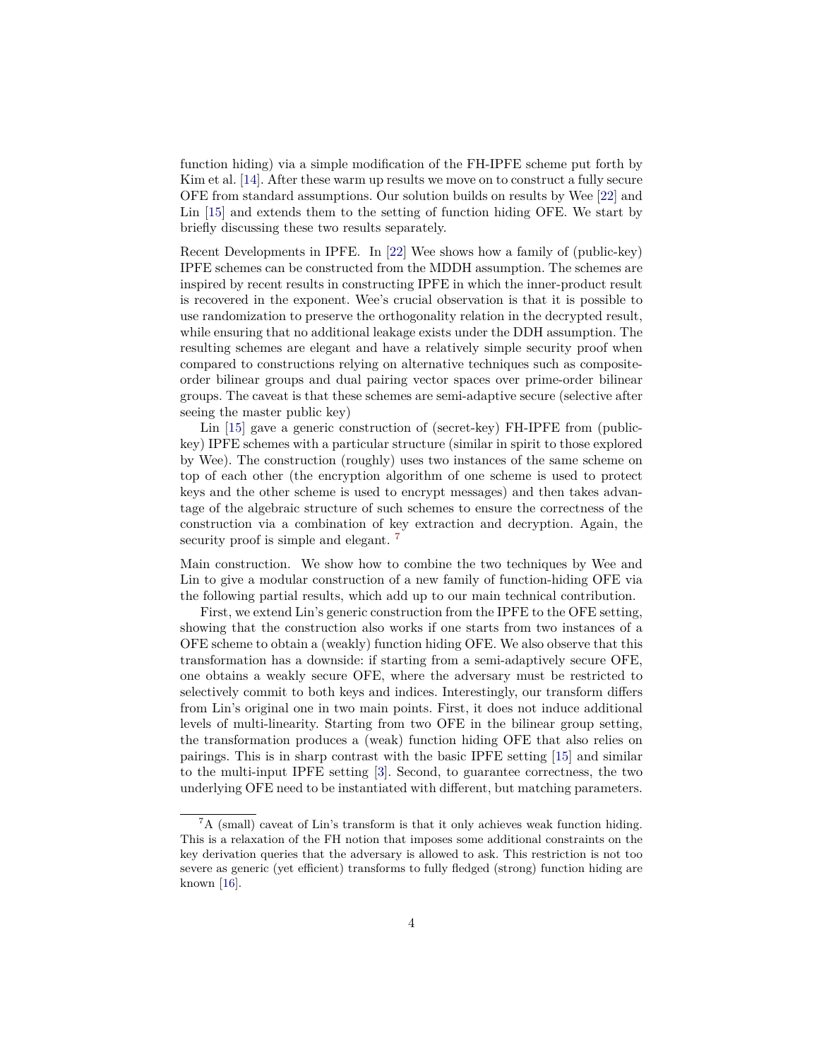function hiding) via a simple modification of the FH-IPFE scheme put forth by Kim et al. [14]. After these warm up results we move on to construct a fully secure OFE from standard assumptions. Our solution builds on results by Wee [22] and Lin [15] and extends them to the setting of function hiding OFE. We start by briefly discussing these two results separately.

**Recent Developments in IPFE.** In [22] Wee shows how a family of (public-key) IPFE schemes can be constructed from the MDDH assumption. The schemes are inspired by recent results in constructing IPFE in which the inner-product result is recovered in the exponent. Wee's crucial observation is that it is possible to use randomization to preserve the orthogonality relation in the decrypted result, while ensuring that no additional leakage exists under the DDH assumption. The resulting schemes are elegant and have a relatively simple security proof when compared to constructions relying on alternative techniques such as composite-order bilinear groups and dual pairing vector spaces over prime-order bilinear groups. The caveat is that these schemes are semi-adaptive secure (selective after seeing the master public key)

Lin [15] gave a generic construction of (secret-key) FH-IPFE from (public-key) IPFE schemes with a particular structure (similar in spirit to those explored by Wee). The construction (roughly) uses two instances of the same scheme on top of each other (the encryption algorithm of one scheme is used to protect keys and the other scheme is used to encrypt messages) and then takes advantage of the algebraic structure of such schemes to ensure the correctness of the construction via a combination of key extraction and decryption. Again, the security proof is simple and elegant. [7]

**Main construction.** We show how to combine the two techniques by Wee and Lin to give a modular construction of a new family of function-hiding OFE via the following partial results, which add up to our main technical contribution.

First, we extend Lin's generic construction from the IPFE to the OFE setting, showing that the construction also works if one starts from two instances of a OFE scheme to obtain a (weakly) function hiding OFE. We also observe that this transformation has a downside: if starting from a semi-adaptively secure OFE, one obtains a weakly secure OFE, where the adversary must be restricted to selectively commit to both keys and indices. Interestingly, our transform differs from Lin's original one in two main points. First, it does not induce additional levels of multi-linearity. Starting from two OFE in the bilinear group setting, the transformation produces a (weak) function hiding OFE that also relies on pairings. This is in sharp contrast with the basic IPFE setting [15] and similar to the multi-input IPFE setting [3]. Second, to guarantee correctness, the two underlying OFE need to be instantiated with different, but matching parameters.

[7] A (small) caveat of Lin's transform is that it only achieves weak function hiding. This is a relaxation of the FH notion that imposes some additional constraints on the key derivation queries that the adversary is allowed to ask. This restriction is not too severe as generic (yet efficient) transforms to fully fledged (strong) function hiding are known [16].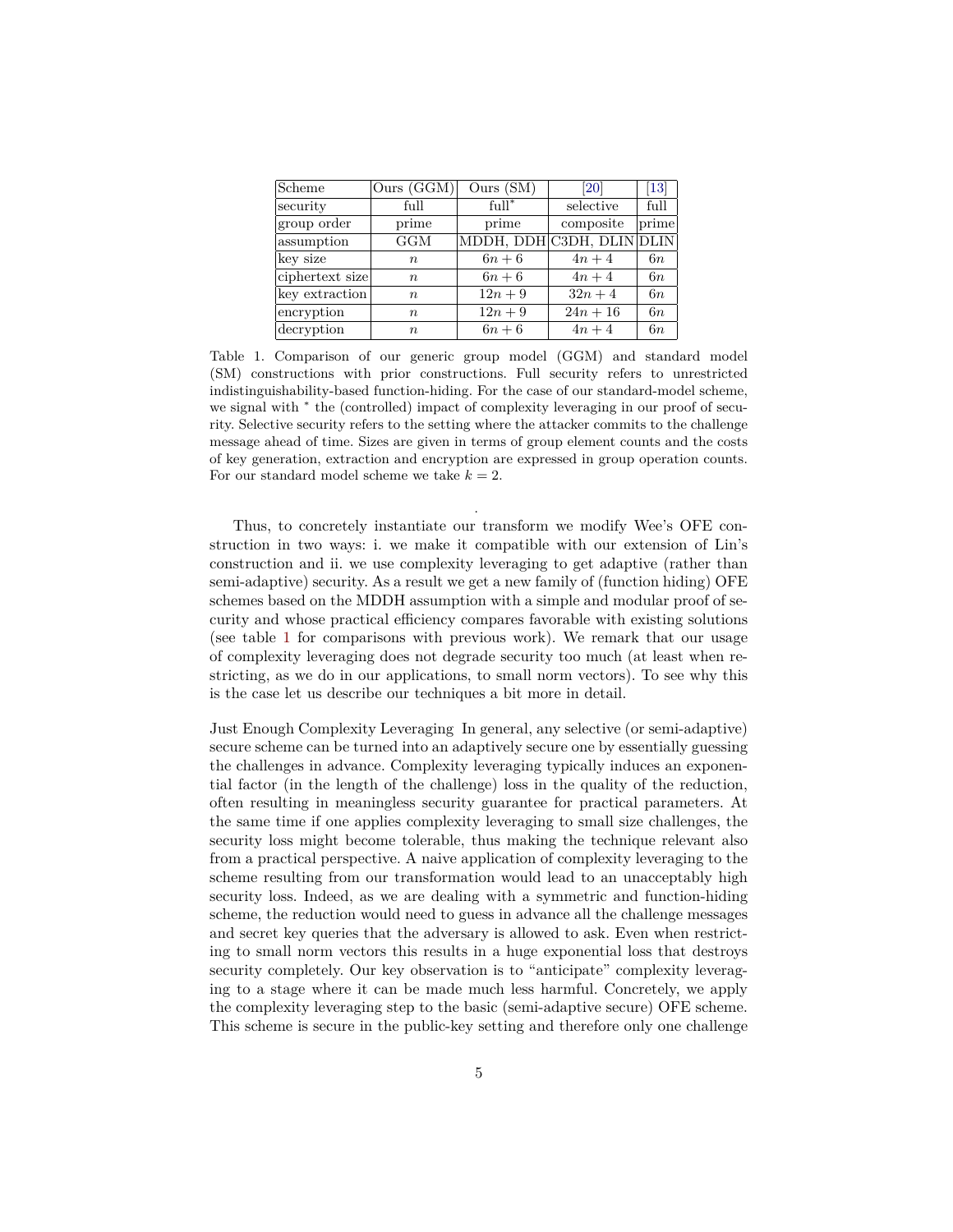| Scheme | Ours (GGM) | Ours (SM) | [20] | [13] |
|---|---|---|---|---|
| security | full | full* | selective | full |
| group order | prime | prime | composite | prime |
| assumption | GGM | MDDH, DDH | C3DH, DLIN | DLIN |
| key size | $n$ | $6n+6$ | $4n+4$ | $6n$ |
| ciphertext size | $n$ | $6n+6$ | $4n+4$ | $6n$ |
| key extraction | $n$ | $12n+9$ | $32n+4$ | $6n$ |
| encryption | $n$ | $12n+9$ | $24n+16$ | $6n$ |
| decryption | $n$ | $6n+6$ | $4n+4$ | $6n$ |

Table 1. Comparison of our generic group model (GGM) and standard model (SM) constructions with prior constructions. Full security refers to unrestricted indistinguishability-based function-hiding. For the case of our standard-model scheme, we signal with * the (controlled) impact of complexity leveraging in our proof of security. Selective security refers to the setting where the attacker commits to the challenge message ahead of time. Sizes are given in terms of group element counts and the costs of key generation, extraction and encryption are expressed in group operation counts. For our standard model scheme we take $k = 2$.

.

Thus, to concretely instantiate our transform we modify Wee's OFE construction in two ways: i. we make it compatible with our extension of Lin's construction and ii. we use complexity leveraging to get adaptive (rather than semi-adaptive) security. As a result we get a new family of (function hiding) OFE schemes based on the MDDH assumption with a simple and modular proof of security and whose practical efficiency compares favorable with existing solutions (see table 1 for comparisons with previous work). We remark that our usage of complexity leveraging does not degrade security too much (at least when restricting, as we do in our applications, to small norm vectors). To see why this is the case let us describe our techniques a bit more in detail.

Just Enough Complexity Leveraging In general, any selective (or semi-adaptive) secure scheme can be turned into an adaptively secure one by essentially guessing the challenges in advance. Complexity leveraging typically induces an exponential factor (in the length of the challenge) loss in the quality of the reduction, often resulting in meaningless security guarantee for practical parameters. At the same time if one applies complexity leveraging to small size challenges, the security loss might become tolerable, thus making the technique relevant also from a practical perspective. A naive application of complexity leveraging to the scheme resulting from our transformation would lead to an unacceptably high security loss. Indeed, as we are dealing with a symmetric and function-hiding scheme, the reduction would need to guess in advance all the challenge messages and secret key queries that the adversary is allowed to ask. Even when restricting to small norm vectors this results in a huge exponential loss that destroys security completely. Our key observation is to "anticipate" complexity leveraging to a stage where it can be made much less harmful. Concretely, we apply the complexity leveraging step to the basic (semi-adaptive secure) OFE scheme. This scheme is secure in the public-key setting and therefore only one challenge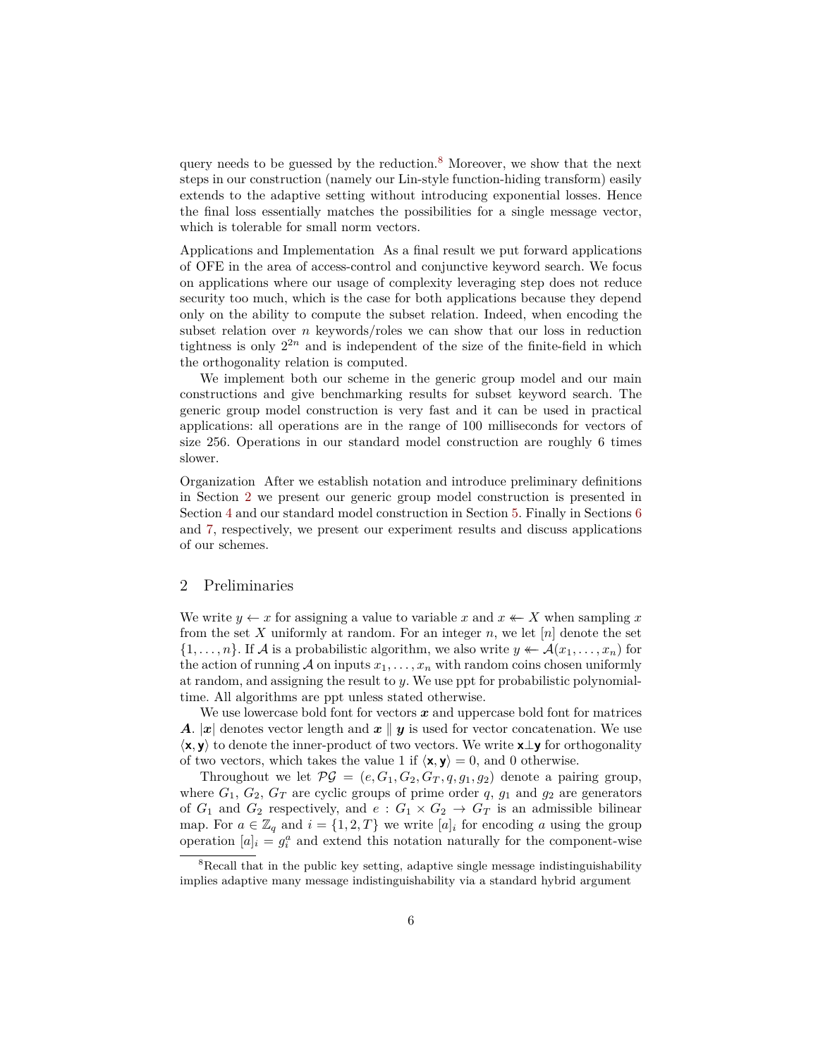query needs to be guessed by the reduction.[8] Moreover, we show that the next steps in our construction (namely our Lin-style function-hiding transform) easily extends to the adaptive setting without introducing exponential losses. Hence the final loss essentially matches the possibilities for a single message vector, which is tolerable for small norm vectors.

**Applications and Implementation** As a final result we put forward applications of OFE in the area of access-control and conjunctive keyword search. We focus on applications where our usage of complexity leveraging step does not reduce security too much, which is the case for both applications because they depend only on the ability to compute the subset relation. Indeed, when encoding the subset relation over $n$ keywords/roles we can show that our loss in reduction tightness is only $2^{2n}$ and is independent of the size of the finite-field in which the orthogonality relation is computed.

We implement both our scheme in the generic group model and our main constructions and give benchmarking results for subset keyword search. The generic group model construction is very fast and it can be used in practical applications: all operations are in the range of 100 milliseconds for vectors of size 256. Operations in our standard model construction are roughly 6 times slower.

**Organization** After we establish notation and introduce preliminary definitions in Section 2 we present our generic group model construction is presented in Section 4 and our standard model construction in Section 5. Finally in Sections 6 and 7, respectively, we present our experiment results and discuss applications of our schemes.

## 2 Preliminaries

We write $y \leftarrow x$ for assigning a value to variable $x$ and $x \twoheadleftarrow X$ when sampling $x$ from the set $X$ uniformly at random. For an integer $n$, we let $[n]$ denote the set $\{1, \ldots, n\}$. If $\mathcal{A}$ is a probabilistic algorithm, we also write $y \twoheadleftarrow \mathcal{A}(x_1, \ldots, x_n)$ for the action of running $\mathcal{A}$ on inputs $x_1, \ldots, x_n$ with random coins chosen uniformly at random, and assigning the result to $y$. We use ppt for probabilistic polynomial-time. All algorithms are ppt unless stated otherwise.

We use lowercase bold font for vectors $\boldsymbol{x}$ and uppercase bold font for matrices $\boldsymbol{A}$. $|\boldsymbol{x}|$ denotes vector length and $\boldsymbol{x} \parallel \boldsymbol{y}$ is used for vector concatenation. We use $\langle \mathbf{x}, \mathbf{y} \rangle$ to denote the inner-product of two vectors. We write $\mathbf{x} \perp \mathbf{y}$ for orthogonality of two vectors, which takes the value 1 if $\langle \mathbf{x}, \mathbf{y} \rangle = 0$, and 0 otherwise.

Throughout we let $\mathcal{PG} = (e, G_1, G_2, G_T, q, g_1, g_2)$ denote a pairing group, where $G_1$, $G_2$, $G_T$ are cyclic groups of prime order $q$, $g_1$ and $g_2$ are generators of $G_1$ and $G_2$ respectively, and $e : G_1 \times G_2 \to G_T$ is an admissible bilinear map. For $a \in \mathbb{Z}_q$ and $i = \{1, 2, T\}$ we write $[a]_i$ for encoding $a$ using the group operation $[a]_i = g_i^a$ and extend this notation naturally for the component-wise

[8] Recall that in the public key setting, adaptive single message indistinguishability implies adaptive many message indistinguishability via a standard hybrid argument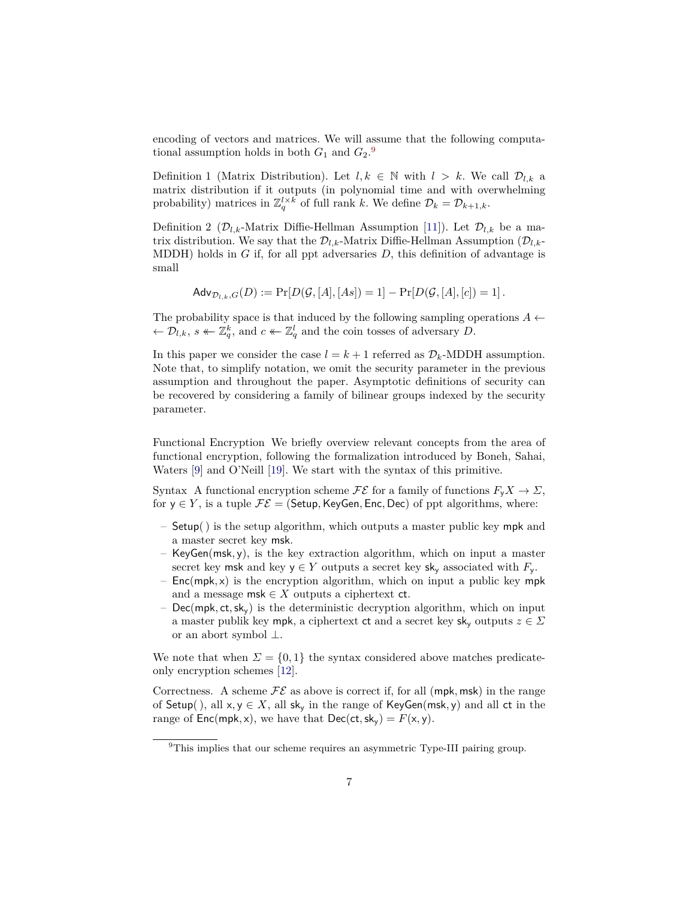encoding of vectors and matrices. We will assume that the following computational assumption holds in both $G_1$ and $G_2$.[9]

Definition 1 (Matrix Distribution). Let $l, k \in \mathbb{N}$ with $l > k$. We call $\mathcal{D}_{l,k}$ a matrix distribution if it outputs (in polynomial time and with overwhelming probability) matrices in $\mathbb{Z}_q^{l \times k}$ of full rank $k$. We define $\mathcal{D}_k = \mathcal{D}_{k+1,k}$.

Definition 2 ($\mathcal{D}_{l,k}$-Matrix Diffie-Hellman Assumption [11]). Let $\mathcal{D}_{l,k}$ be a matrix distribution. We say that the $\mathcal{D}_{l,k}$-Matrix Diffie-Hellman Assumption ($\mathcal{D}_{l,k}$-MDDH) holds in $G$ if, for all ppt adversaries $D$, this definition of advantage is small

$$\mathsf{Adv}_{\mathcal{D}_{l,k},G}(D) := \Pr[D(\mathcal{G}, [A], [As]) = 1] - \Pr[D(\mathcal{G}, [A], [c]) = 1] .$$

The probability space is that induced by the following sampling operations $A \leftarrow \leftarrow \mathcal{D}_{l,k}$, $s \twoheadleftarrow \mathbb{Z}_q^k$, and $c \twoheadleftarrow \mathbb{Z}_q^l$ and the coin tosses of adversary $D$.

In this paper we consider the case $l = k + 1$ referred as $\mathcal{D}_k$-MDDH assumption. Note that, to simplify notation, we omit the security parameter in the previous assumption and throughout the paper. Asymptotic definitions of security can be recovered by considering a family of bilinear groups indexed by the security parameter.

Functional Encryption We briefly overview relevant concepts from the area of functional encryption, following the formalization introduced by Boneh, Sahai, Waters [9] and O'Neill [19]. We start with the syntax of this primitive.

Syntax A functional encryption scheme $\mathcal{FE}$ for a family of functions $F_{\mathsf{y}} X \to \Sigma$, for $\mathsf{y} \in Y$, is a tuple $\mathcal{FE} = (\mathsf{Setup}, \mathsf{KeyGen}, \mathsf{Enc}, \mathsf{Dec})$ of ppt algorithms, where:

- $\mathsf{Setup}(\,)$ is the setup algorithm, which outputs a master public key $\mathsf{mpk}$ and a master secret key $\mathsf{msk}$.
- $\mathsf{KeyGen}(\mathsf{msk}, \mathsf{y})$, is the key extraction algorithm, which on input a master secret key $\mathsf{msk}$ and key $\mathsf{y} \in Y$ outputs a secret key $\mathsf{sk}_{\mathsf{y}}$ associated with $F_{\mathsf{y}}$.
- $\mathsf{Enc}(\mathsf{mpk}, \mathsf{x})$ is the encryption algorithm, which on input a public key $\mathsf{mpk}$ and a message $\mathsf{msk} \in X$ outputs a ciphertext $\mathsf{ct}$.
- $\mathsf{Dec}(\mathsf{mpk}, \mathsf{ct}, \mathsf{sk}_{\mathsf{y}})$ is the deterministic decryption algorithm, which on input a master publik key $\mathsf{mpk}$, a ciphertext $\mathsf{ct}$ and a secret key $\mathsf{sk}_{\mathsf{y}}$ outputs $z \in \Sigma$ or an abort symbol $\perp$.

We note that when $\Sigma = \{0, 1\}$ the syntax considered above matches predicate-only encryption schemes [12].

Correctness. A scheme $\mathcal{FE}$ as above is correct if, for all $(\mathsf{mpk}, \mathsf{msk})$ in the range of $\mathsf{Setup}(\,)$, all $\mathsf{x}, \mathsf{y} \in X$, all $\mathsf{sk}_{\mathsf{y}}$ in the range of $\mathsf{KeyGen}(\mathsf{msk}, \mathsf{y})$ and all $\mathsf{ct}$ in the range of $\mathsf{Enc}(\mathsf{mpk}, \mathsf{x})$, we have that $\mathsf{Dec}(\mathsf{ct}, \mathsf{sk}_{\mathsf{y}}) = F(\mathsf{x}, \mathsf{y})$.

[9] This implies that our scheme requires an asymmetric Type-III pairing group.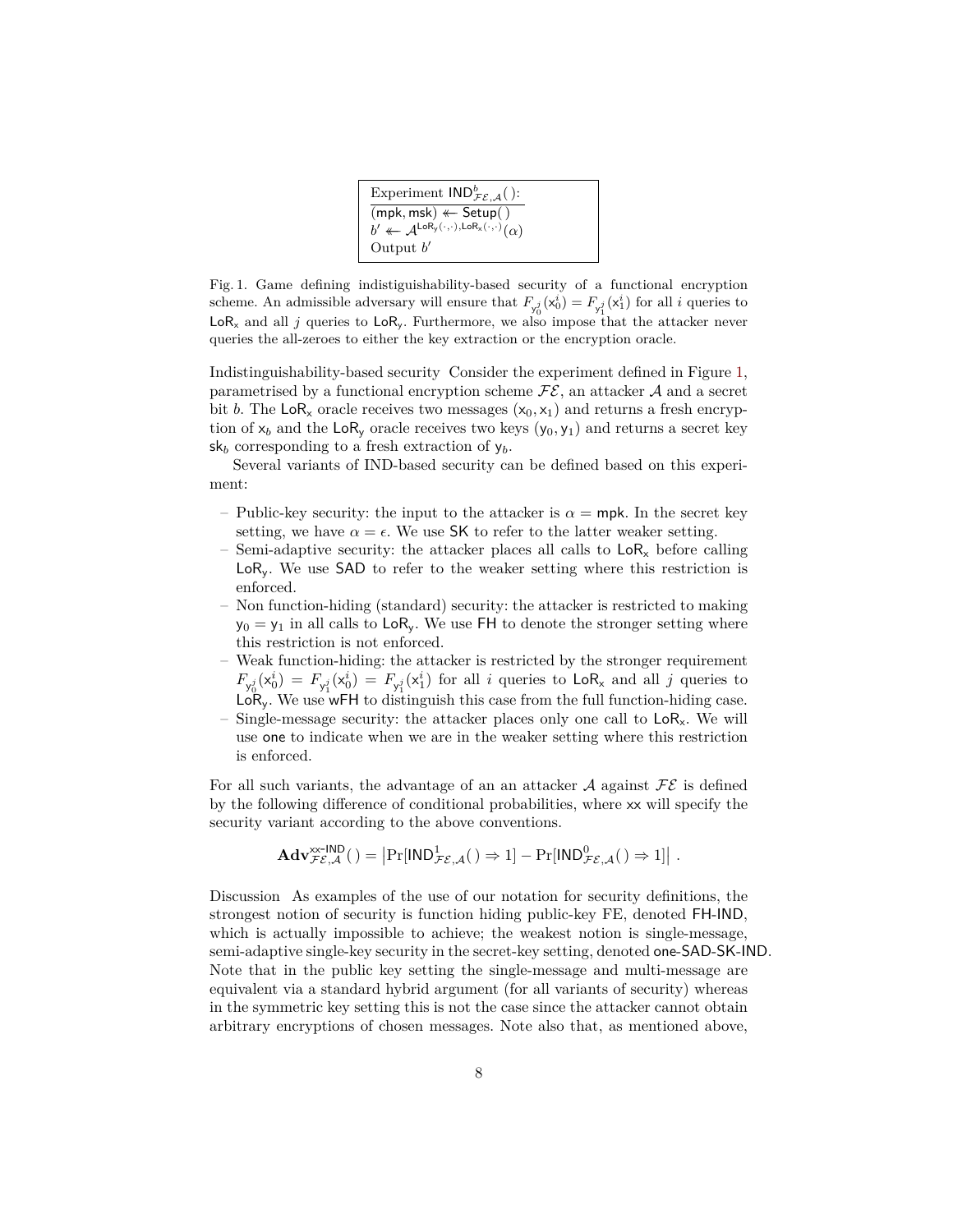Experiment $\mathsf{IND}^b_{\mathcal{FE},\mathcal{A}}(\,)$:

$(\mathsf{mpk}, \mathsf{msk}) \twoheadleftarrow \mathsf{Setup}(\,)$

$b' \twoheadleftarrow \mathcal{A}^{\mathsf{LoR_y}(\cdot,\cdot),\mathsf{LoR_x}(\cdot,\cdot)}(\alpha)$

Output $b'$

Fig. 1. Game defining indistiguishability-based security of a functional encryption scheme. An admissible adversary will ensure that $F_{\mathsf{y}_0^j}(\mathsf{x}_0^i) = F_{\mathsf{y}_1^j}(\mathsf{x}_1^i)$ for all $i$ queries to $\mathsf{LoR_x}$ and all $j$ queries to $\mathsf{LoR_y}$. Furthermore, we also impose that the attacker never queries the all-zeroes to either the key extraction or the encryption oracle.

Indistinguishability-based security  Consider the experiment defined in Figure 1, parametrised by a functional encryption scheme $\mathcal{FE}$, an attacker $\mathcal{A}$ and a secret bit $b$. The $\mathsf{LoR_x}$ oracle receives two messages $(\mathsf{x}_0, \mathsf{x}_1)$ and returns a fresh encryption of $\mathsf{x}_b$ and the $\mathsf{LoR_y}$ oracle receives two keys $(\mathsf{y}_0, \mathsf{y}_1)$ and returns a secret key $\mathsf{sk}_b$ corresponding to a fresh extraction of $\mathsf{y}_b$.

Several variants of IND-based security can be defined based on this experiment:

- Public-key security: the input to the attacker is $\alpha = \mathsf{mpk}$. In the secret key setting, we have $\alpha = \epsilon$. We use $\mathsf{SK}$ to refer to the latter weaker setting.
- Semi-adaptive security: the attacker places all calls to $\mathsf{LoR_x}$ before calling $\mathsf{LoR_y}$. We use $\mathsf{SAD}$ to refer to the weaker setting where this restriction is enforced.
- Non function-hiding (standard) security: the attacker is restricted to making $\mathsf{y}_0 = \mathsf{y}_1$ in all calls to $\mathsf{LoR_y}$. We use $\mathsf{FH}$ to denote the stronger setting where this restriction is not enforced.
- Weak function-hiding: the attacker is restricted by the stronger requirement $F_{\mathsf{y}_0^j}(\mathsf{x}_0^i) = F_{\mathsf{y}_1^j}(\mathsf{x}_0^i) = F_{\mathsf{y}_1^j}(\mathsf{x}_1^i)$ for all $i$ queries to $\mathsf{LoR_x}$ and all $j$ queries to $\mathsf{LoR_y}$. We use $\mathsf{wFH}$ to distinguish this case from the full function-hiding case.
- Single-message security: the attacker places only one call to $\mathsf{LoR_x}$. We will use $\mathsf{one}$ to indicate when we are in the weaker setting where this restriction is enforced.

For all such variants, the advantage of an an attacker $\mathcal{A}$ against $\mathcal{FE}$ is defined by the following difference of conditional probabilities, where $\mathsf{xx}$ will specify the security variant according to the above conventions.

$$\mathbf{Adv}^{\mathsf{xx\text{-}IND}}_{\mathcal{FE},\mathcal{A}}(\,) = \left|\Pr[\mathsf{IND}^1_{\mathcal{FE},\mathcal{A}}(\,) \Rightarrow 1] - \Pr[\mathsf{IND}^0_{\mathcal{FE},\mathcal{A}}(\,) \Rightarrow 1]\right| \,.$$

Discussion  As examples of the use of our notation for security definitions, the strongest notion of security is function hiding public-key FE, denoted $\mathsf{FH\text{-}IND}$, which is actually impossible to achieve; the weakest notion is single-message, semi-adaptive single-key security in the secret-key setting, denoted $\mathsf{one\text{-}SAD\text{-}SK\text{-}IND}$. Note that in the public key setting the single-message and multi-message are equivalent via a standard hybrid argument (for all variants of security) whereas in the symmetric key setting this is not the case since the attacker cannot obtain arbitrary encryptions of chosen messages. Note also that, as mentioned above,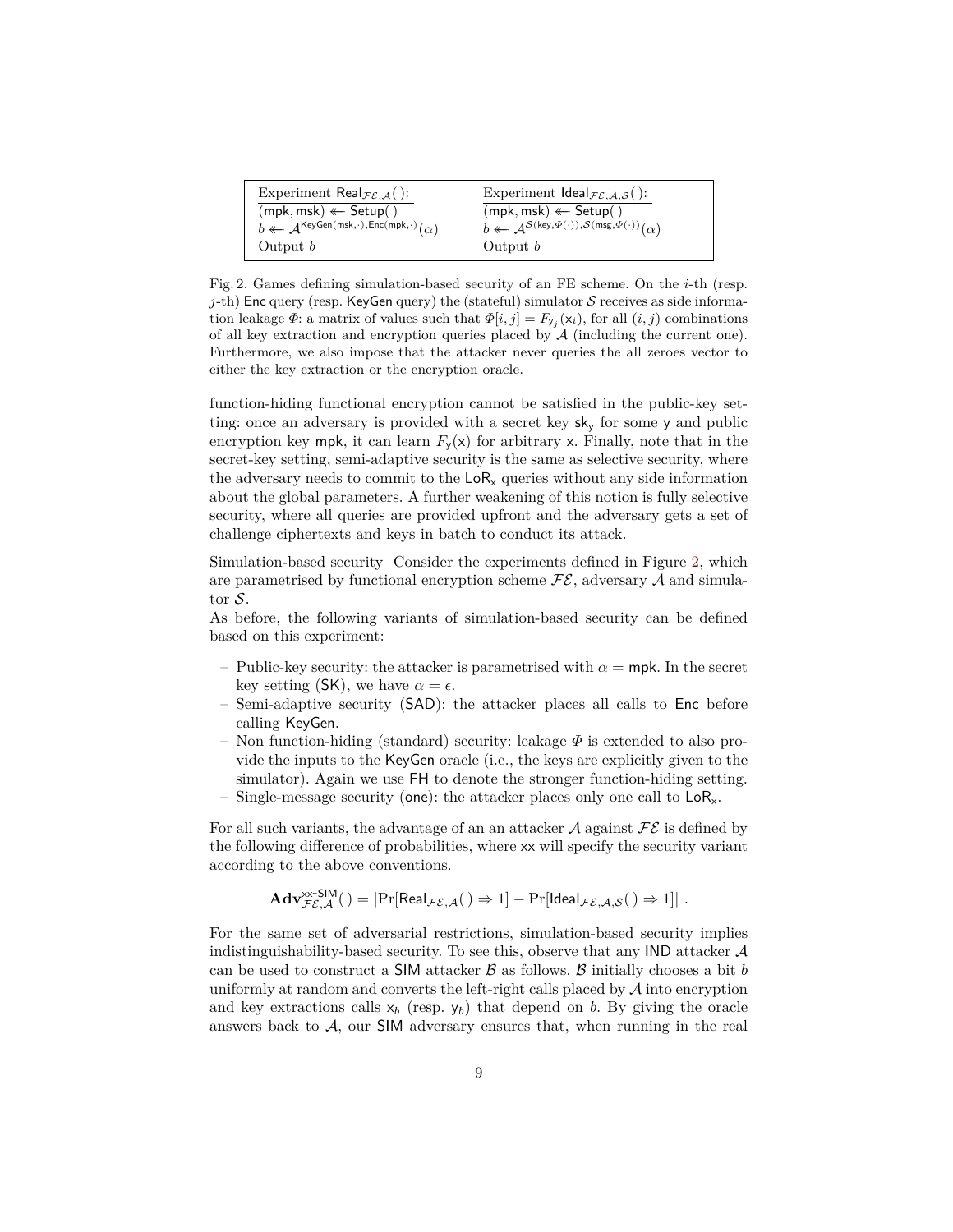| Experiment $\mathsf{Real}_{\mathcal{FE},\mathcal{A}}(\,)$: | Experiment $\mathsf{Ideal}_{\mathcal{FE},\mathcal{A},\mathcal{S}}(\,)$: |
|---|---|
| $(\mathsf{mpk}, \mathsf{msk}) \twoheadleftarrow \mathsf{Setup}(\,)$ | $(\mathsf{mpk}, \mathsf{msk}) \twoheadleftarrow \mathsf{Setup}(\,)$ |
| $b \twoheadleftarrow \mathcal{A}^{\mathsf{KeyGen}(\mathsf{msk},\cdot),\mathsf{Enc}(\mathsf{mpk},\cdot)}(\alpha)$ | $b \twoheadleftarrow \mathcal{A}^{\mathcal{S}(\mathsf{key},\Phi(\cdot)),\mathcal{S}(\mathsf{msg},\Phi(\cdot))}(\alpha)$ |
| Output $b$ | Output $b$ |

Fig. 2. Games defining simulation-based security of an FE scheme. On the $i$-th (resp. $j$-th) $\mathsf{Enc}$ query (resp. $\mathsf{KeyGen}$ query) the (stateful) simulator $\mathcal{S}$ receives as side information leakage $\Phi$: a matrix of values such that $\Phi[i,j] = F_{\mathsf{y}_j}(\mathsf{x}_i)$, for all $(i,j)$ combinations of all key extraction and encryption queries placed by $\mathcal{A}$ (including the current one). Furthermore, we also impose that the attacker never queries the all zeroes vector to either the key extraction or the encryption oracle.

function-hiding functional encryption cannot be satisfied in the public-key setting: once an adversary is provided with a secret key $\mathsf{sk}_\mathsf{y}$ for some $\mathsf{y}$ and public encryption key $\mathsf{mpk}$, it can learn $F_\mathsf{y}(\mathsf{x})$ for arbitrary $\mathsf{x}$. Finally, note that in the secret-key setting, semi-adaptive security is the same as selective security, where the adversary needs to commit to the $\mathsf{LoR}_\mathsf{x}$ queries without any side information about the global parameters. A further weakening of this notion is fully selective security, where all queries are provided upfront and the adversary gets a set of challenge ciphertexts and keys in batch to conduct its attack.

Simulation-based security Consider the experiments defined in Figure 2, which are parametrised by functional encryption scheme $\mathcal{FE}$, adversary $\mathcal{A}$ and simulator $\mathcal{S}$.
As before, the following variants of simulation-based security can be defined based on this experiment:

- Public-key security: the attacker is parametrised with $\alpha = \mathsf{mpk}$. In the secret key setting ($\mathsf{SK}$), we have $\alpha = \epsilon$.
- Semi-adaptive security ($\mathsf{SAD}$): the attacker places all calls to $\mathsf{Enc}$ before calling $\mathsf{KeyGen}$.
- Non function-hiding (standard) security: leakage $\Phi$ is extended to also provide the inputs to the $\mathsf{KeyGen}$ oracle (i.e., the keys are explicitly given to the simulator). Again we use $\mathsf{FH}$ to denote the stronger function-hiding setting.
- Single-message security ($\mathsf{one}$): the attacker places only one call to $\mathsf{LoR}_\mathsf{x}$.

For all such variants, the advantage of an an attacker $\mathcal{A}$ against $\mathcal{FE}$ is defined by the following difference of probabilities, where $\mathsf{xx}$ will specify the security variant according to the above conventions.

$$\mathbf{Adv}^{\mathsf{xx\text{-}SIM}}_{\mathcal{FE},\mathcal{A}}(\,) = |\Pr[\mathsf{Real}_{\mathcal{FE},\mathcal{A}}(\,) \Rightarrow 1] - \Pr[\mathsf{Ideal}_{\mathcal{FE},\mathcal{A},\mathcal{S}}(\,) \Rightarrow 1]|\ .$$

For the same set of adversarial restrictions, simulation-based security implies indistinguishability-based security. To see this, observe that any $\mathsf{IND}$ attacker $\mathcal{A}$ can be used to construct a $\mathsf{SIM}$ attacker $\mathcal{B}$ as follows. $\mathcal{B}$ initially chooses a bit $b$ uniformly at random and converts the left-right calls placed by $\mathcal{A}$ into encryption and key extractions calls $\mathsf{x}_b$ (resp. $\mathsf{y}_b$) that depend on $b$. By giving the oracle answers back to $\mathcal{A}$, our $\mathsf{SIM}$ adversary ensures that, when running in the real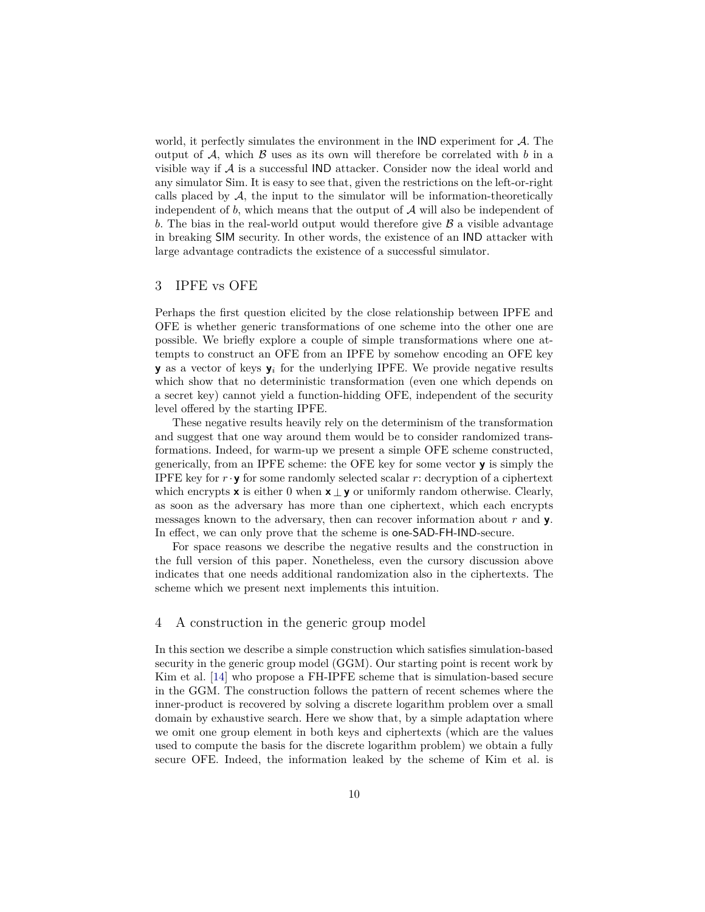world, it perfectly simulates the environment in the IND experiment for $\mathcal{A}$. The output of $\mathcal{A}$, which $\mathcal{B}$ uses as its own will therefore be correlated with $b$ in a visible way if $\mathcal{A}$ is a successful IND attacker. Consider now the ideal world and any simulator Sim. It is easy to see that, given the restrictions on the left-or-right calls placed by $\mathcal{A}$, the input to the simulator will be information-theoretically independent of $b$, which means that the output of $\mathcal{A}$ will also be independent of $b$. The bias in the real-world output would therefore give $\mathcal{B}$ a visible advantage in breaking SIM security. In other words, the existence of an IND attacker with large advantage contradicts the existence of a successful simulator.

## 3 IPFE vs OFE

Perhaps the first question elicited by the close relationship between IPFE and OFE is whether generic transformations of one scheme into the other one are possible. We briefly explore a couple of simple transformations where one attempts to construct an OFE from an IPFE by somehow encoding an OFE key $\mathbf{y}$ as a vector of keys $\mathbf{y}_i$ for the underlying IPFE. We provide negative results which show that no deterministic transformation (even one which depends on a secret key) cannot yield a function-hidding OFE, independent of the security level offered by the starting IPFE.

These negative results heavily rely on the determinism of the transformation and suggest that one way around them would be to consider randomized transformations. Indeed, for warm-up we present a simple OFE scheme constructed, generically, from an IPFE scheme: the OFE key for some vector $\mathbf{y}$ is simply the IPFE key for $r \cdot \mathbf{y}$ for some randomly selected scalar $r$: decryption of a ciphertext which encrypts $\mathbf{x}$ is either 0 when $\mathbf{x} \perp \mathbf{y}$ or uniformly random otherwise. Clearly, as soon as the adversary has more than one ciphertext, which each encrypts messages known to the adversary, then can recover information about $r$ and $\mathbf{y}$. In effect, we can only prove that the scheme is one-SAD-FH-IND-secure.

For space reasons we describe the negative results and the construction in the full version of this paper. Nonetheless, even the cursory discussion above indicates that one needs additional randomization also in the ciphertexts. The scheme which we present next implements this intuition.

## 4 A construction in the generic group model

In this section we describe a simple construction which satisfies simulation-based security in the generic group model (GGM). Our starting point is recent work by Kim et al. [14] who propose a FH-IPFE scheme that is simulation-based secure in the GGM. The construction follows the pattern of recent schemes where the inner-product is recovered by solving a discrete logarithm problem over a small domain by exhaustive search. Here we show that, by a simple adaptation where we omit one group element in both keys and ciphertexts (which are the values used to compute the basis for the discrete logarithm problem) we obtain a fully secure OFE. Indeed, the information leaked by the scheme of Kim et al. is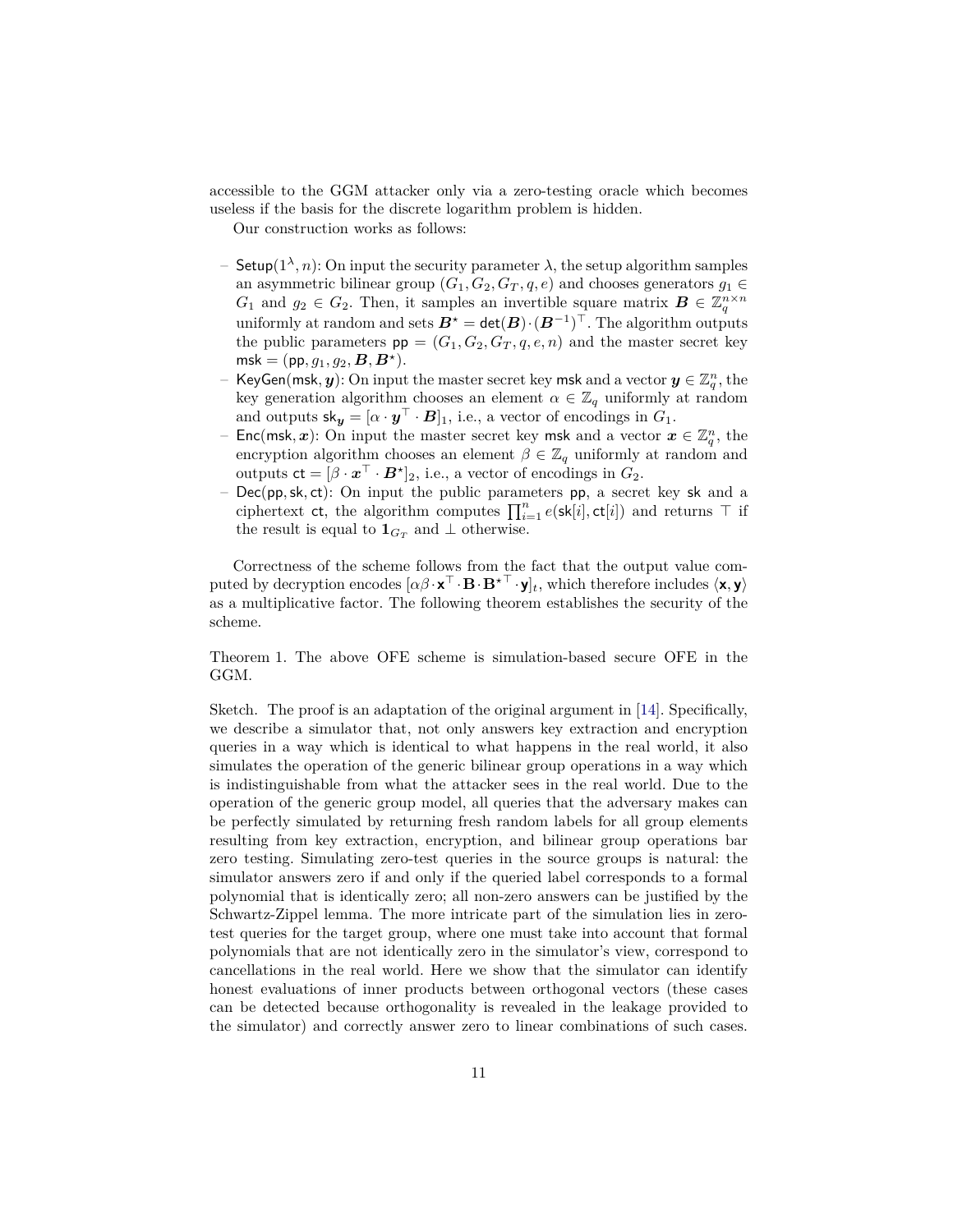accessible to the GGM attacker only via a zero-testing oracle which becomes useless if the basis for the discrete logarithm problem is hidden.

Our construction works as follows:

- $\mathsf{Setup}(1^\lambda, n)$: On input the security parameter $\lambda$, the setup algorithm samples an asymmetric bilinear group $(G_1, G_2, G_T, q, e)$ and chooses generators $g_1 \in G_1$ and $g_2 \in G_2$. Then, it samples an invertible square matrix $\boldsymbol{B} \in \mathbb{Z}_q^{n \times n}$ uniformly at random and sets $\boldsymbol{B}^\star = \mathsf{det}(\boldsymbol{B}) \cdot (\boldsymbol{B}^{-1})^\top$. The algorithm outputs the public parameters $\mathsf{pp} = (G_1, G_2, G_T, q, e, n)$ and the master secret key $\mathsf{msk} = (\mathsf{pp}, g_1, g_2, \boldsymbol{B}, \boldsymbol{B}^\star)$.
- $\mathsf{KeyGen}(\mathsf{msk}, \boldsymbol{y})$: On input the master secret key $\mathsf{msk}$ and a vector $\boldsymbol{y} \in \mathbb{Z}_q^n$, the key generation algorithm chooses an element $\alpha \in \mathbb{Z}_q$ uniformly at random and outputs $\mathsf{sk}_{\boldsymbol{y}} = [\alpha \cdot \boldsymbol{y}^\top \cdot \boldsymbol{B}]_1$, i.e., a vector of encodings in $G_1$.
- $\mathsf{Enc}(\mathsf{msk}, \boldsymbol{x})$: On input the master secret key $\mathsf{msk}$ and a vector $\boldsymbol{x} \in \mathbb{Z}_q^n$, the encryption algorithm chooses an element $\beta \in \mathbb{Z}_q$ uniformly at random and outputs $\mathsf{ct} = [\beta \cdot \boldsymbol{x}^\top \cdot \boldsymbol{B}^\star]_2$, i.e., a vector of encodings in $G_2$.
- $\mathsf{Dec}(\mathsf{pp}, \mathsf{sk}, \mathsf{ct})$: On input the public parameters $\mathsf{pp}$, a secret key $\mathsf{sk}$ and a ciphertext $\mathsf{ct}$, the algorithm computes $\prod_{i=1}^n e(\mathsf{sk}[i], \mathsf{ct}[i])$ and returns $\top$ if the result is equal to $\mathbf{1}_{G_T}$ and $\perp$ otherwise.

Correctness of the scheme follows from the fact that the output value computed by decryption encodes $[\alpha\beta \cdot \mathbf{x}^\top \cdot \mathbf{B} \cdot \mathbf{B}^{\star\top} \cdot \mathbf{y}]_t$, which therefore includes $\langle \mathbf{x}, \mathbf{y} \rangle$ as a multiplicative factor. The following theorem establishes the security of the scheme.

Theorem 1. The above OFE scheme is simulation-based secure OFE in the GGM.

Sketch. The proof is an adaptation of the original argument in [14]. Specifically, we describe a simulator that, not only answers key extraction and encryption queries in a way which is identical to what happens in the real world, it also simulates the operation of the generic bilinear group operations in a way which is indistinguishable from what the attacker sees in the real world. Due to the operation of the generic group model, all queries that the adversary makes can be perfectly simulated by returning fresh random labels for all group elements resulting from key extraction, encryption, and bilinear group operations bar zero testing. Simulating zero-test queries in the source groups is natural: the simulator answers zero if and only if the queried label corresponds to a formal polynomial that is identically zero; all non-zero answers can be justified by the Schwartz-Zippel lemma. The more intricate part of the simulation lies in zero-test queries for the target group, where one must take into account that formal polynomials that are not identically zero in the simulator's view, correspond to cancellations in the real world. Here we show that the simulator can identify honest evaluations of inner products between orthogonal vectors (these cases can be detected because orthogonality is revealed in the leakage provided to the simulator) and correctly answer zero to linear combinations of such cases.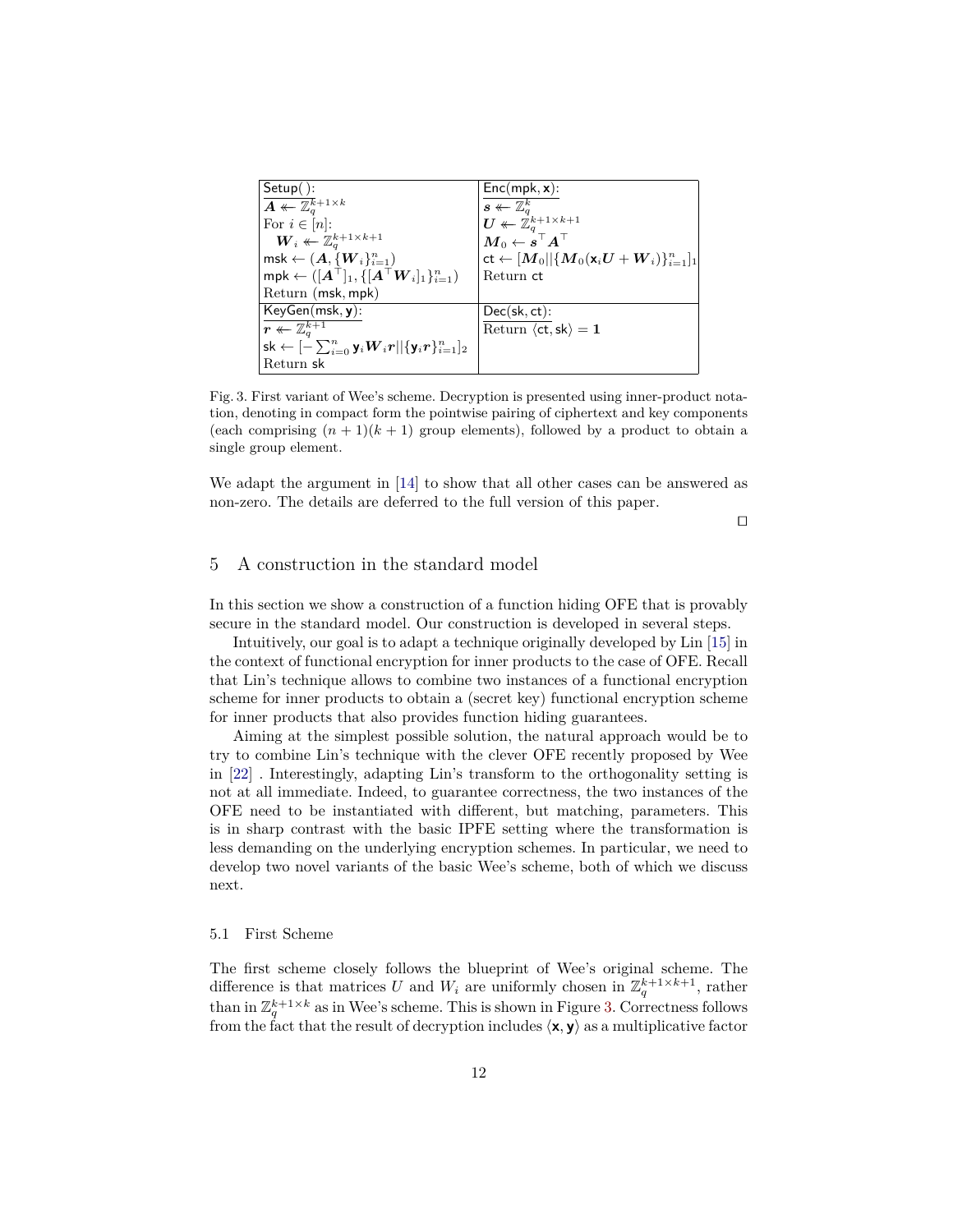| Setup( ): | Enc(mpk, $\mathbf{x}$): |
| --- | --- |
| $\boldsymbol{A} \twoheadleftarrow \mathbb{Z}_q^{k+1 \times k}$ | $\boldsymbol{s} \twoheadleftarrow \mathbb{Z}_q^{k}$ |
| For $i \in [n]$: | $\boldsymbol{U} \twoheadleftarrow \mathbb{Z}_q^{k+1 \times k+1}$ |
| $\quad \boldsymbol{W}_i \twoheadleftarrow \mathbb{Z}_q^{k+1 \times k+1}$ | $\boldsymbol{M}_0 \leftarrow \boldsymbol{s}^\top \boldsymbol{A}^\top$ |
| $\mathsf{msk} \leftarrow (\boldsymbol{A}, \{\boldsymbol{W}_i\}_{i=1}^n)$ | $\mathsf{ct} \leftarrow [\boldsymbol{M}_0 \vert\vert \{\boldsymbol{M}_0(\mathbf{x}_i \boldsymbol{U} + \boldsymbol{W}_i)\}_{i=1}^n]_1$ |
| $\mathsf{mpk} \leftarrow ([\boldsymbol{A}^\top]_1, \{[\boldsymbol{A}^\top \boldsymbol{W}_i]_1\}_{i=1}^n)$ | Return ct |
| Return (msk, mpk) | |
| KeyGen(msk, $\mathbf{y}$): | Dec(sk, ct): |
| $\boldsymbol{r} \twoheadleftarrow \mathbb{Z}_q^{k+1}$ | Return $\langle \mathsf{ct}, \mathsf{sk} \rangle = \mathbf{1}$ |
| $\mathsf{sk} \leftarrow [-\sum_{i=0}^n \mathbf{y}_i \boldsymbol{W}_i \boldsymbol{r} \vert\vert \{\mathbf{y}_i \boldsymbol{r}\}_{i=1}^n]_2$ | |
| Return sk | |

Fig. 3. First variant of Wee's scheme. Decryption is presented using inner-product notation, denoting in compact form the pointwise pairing of ciphertext and key components (each comprising $(n+1)(k+1)$ group elements), followed by a product to obtain a single group element.

We adapt the argument in [14] to show that all other cases can be answered as non-zero. The details are deferred to the full version of this paper.

□

## 5 A construction in the standard model

In this section we show a construction of a function hiding OFE that is provably secure in the standard model. Our construction is developed in several steps.

Intuitively, our goal is to adapt a technique originally developed by Lin [15] in the context of functional encryption for inner products to the case of OFE. Recall that Lin's technique allows to combine two instances of a functional encryption scheme for inner products to obtain a (secret key) functional encryption scheme for inner products that also provides function hiding guarantees.

Aiming at the simplest possible solution, the natural approach would be to try to combine Lin's technique with the clever OFE recently proposed by Wee in [22] . Interestingly, adapting Lin's transform to the orthogonality setting is not at all immediate. Indeed, to guarantee correctness, the two instances of the OFE need to be instantiated with different, but matching, parameters. This is in sharp contrast with the basic IPFE setting where the transformation is less demanding on the underlying encryption schemes. In particular, we need to develop two novel variants of the basic Wee's scheme, both of which we discuss next.

### 5.1 First Scheme

The first scheme closely follows the blueprint of Wee's original scheme. The difference is that matrices $U$ and $W_i$ are uniformly chosen in $\mathbb{Z}_q^{k+1 \times k+1}$, rather than in $\mathbb{Z}_q^{k+1 \times k}$ as in Wee's scheme. This is shown in Figure 3. Correctness follows from the fact that the result of decryption includes $\langle \mathbf{x}, \mathbf{y} \rangle$ as a multiplicative factor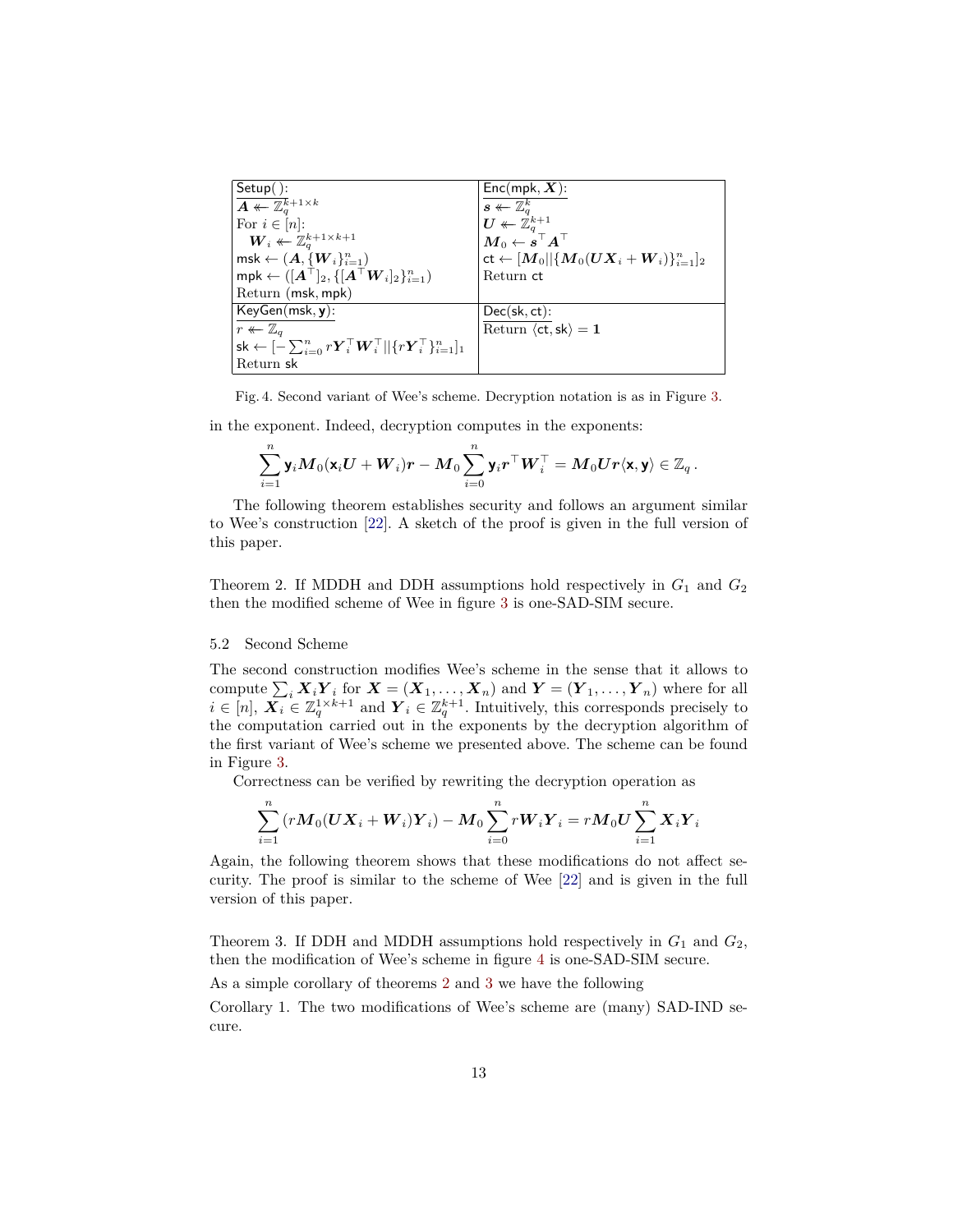| Setup( ): | Enc(mpk, $\boldsymbol{X}$): |
|---|---|
| $\boldsymbol{A} \twoheadleftarrow \mathbb{Z}_q^{k+1\times k}$ <br> For $i \in [n]$: <br> $\quad \boldsymbol{W}_i \twoheadleftarrow \mathbb{Z}_q^{k+1\times k+1}$ <br> $\mathsf{msk} \leftarrow (\boldsymbol{A}, \{\boldsymbol{W}_i\}_{i=1}^n)$ <br> $\mathsf{mpk} \leftarrow ([\boldsymbol{A}^\top]_2, \{[\boldsymbol{A}^\top \boldsymbol{W}_i]_2\}_{i=1}^n)$ <br> Return (msk, mpk) | $\boldsymbol{s} \twoheadleftarrow \mathbb{Z}_q^k$ <br> $\boldsymbol{U} \twoheadleftarrow \mathbb{Z}_q^{k+1}$ <br> $\boldsymbol{M}_0 \leftarrow \boldsymbol{s}^\top \boldsymbol{A}^\top$ <br> $\mathsf{ct} \leftarrow [\boldsymbol{M}_0 \| \{\boldsymbol{M}_0(\boldsymbol{U}\boldsymbol{X}_i + \boldsymbol{W}_i)\}_{i=1}^n]_2$ <br> Return ct |
| KeyGen(msk, $\mathbf{y}$): | Dec(sk, ct): |
| $r \twoheadleftarrow \mathbb{Z}_q$ <br> $\mathsf{sk} \leftarrow [-\sum_{i=0}^n r\boldsymbol{Y}_i^\top \boldsymbol{W}_i^\top \| \{r\boldsymbol{Y}_i^\top\}_{i=1}^n]_1$ <br> Return sk | Return $\langle \mathsf{ct}, \mathsf{sk} \rangle = \mathbf{1}$ |

Fig. 4. Second variant of Wee's scheme. Decryption notation is as in Figure 3.

in the exponent. Indeed, decryption computes in the exponents:

$$\sum_{i=1}^n \mathsf{y}_i \boldsymbol{M}_0(\mathsf{x}_i \boldsymbol{U} + \boldsymbol{W}_i)\boldsymbol{r} - \boldsymbol{M}_0 \sum_{i=0}^n \mathsf{y}_i \boldsymbol{r}^\top \boldsymbol{W}_i^\top = \boldsymbol{M}_0 \boldsymbol{U}\boldsymbol{r}\langle \mathsf{x}, \mathsf{y}\rangle \in \mathbb{Z}_q\,.$$

The following theorem establishes security and follows an argument similar to Wee's construction [22]. A sketch of the proof is given in the full version of this paper.

Theorem 2. If MDDH and DDH assumptions hold respectively in $G_1$ and $G_2$ then the modified scheme of Wee in figure 3 is one-SAD-SIM secure.

### 5.2 Second Scheme

The second construction modifies Wee's scheme in the sense that it allows to compute $\sum_i \boldsymbol{X}_i \boldsymbol{Y}_i$ for $\boldsymbol{X} = (\boldsymbol{X}_1, \ldots, \boldsymbol{X}_n)$ and $\boldsymbol{Y} = (\boldsymbol{Y}_1, \ldots, \boldsymbol{Y}_n)$ where for all $i \in [n]$, $\boldsymbol{X}_i \in \mathbb{Z}_q^{1\times k+1}$ and $\boldsymbol{Y}_i \in \mathbb{Z}_q^{k+1}$. Intuitively, this corresponds precisely to the computation carried out in the exponents by the decryption algorithm of the first variant of Wee's scheme we presented above. The scheme can be found in Figure 3.

Correctness can be verified by rewriting the decryption operation as

$$\sum_{i=1}^n (r\boldsymbol{M}_0(\boldsymbol{U}\boldsymbol{X}_i + \boldsymbol{W}_i)\boldsymbol{Y}_i) - \boldsymbol{M}_0 \sum_{i=0}^n r\boldsymbol{W}_i \boldsymbol{Y}_i = r\boldsymbol{M}_0 \boldsymbol{U} \sum_{i=1}^n \boldsymbol{X}_i \boldsymbol{Y}_i$$

Again, the following theorem shows that these modifications do not affect security. The proof is similar to the scheme of Wee [22] and is given in the full version of this paper.

Theorem 3. If DDH and MDDH assumptions hold respectively in $G_1$ and $G_2$, then the modification of Wee's scheme in figure 4 is one-SAD-SIM secure.

As a simple corollary of theorems 2 and 3 we have the following

Corollary 1. The two modifications of Wee's scheme are (many) SAD-IND secure.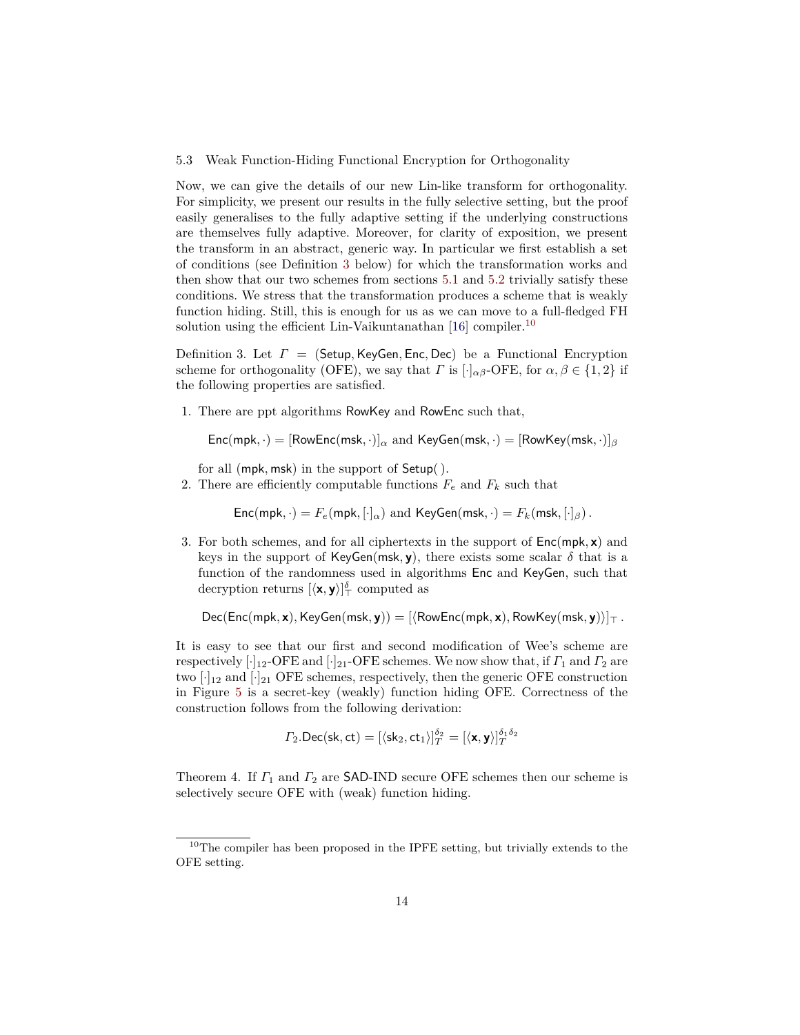### 5.3 Weak Function-Hiding Functional Encryption for Orthogonality

Now, we can give the details of our new Lin-like transform for orthogonality. For simplicity, we present our results in the fully selective setting, but the proof easily generalises to the fully adaptive setting if the underlying constructions are themselves fully adaptive. Moreover, for clarity of exposition, we present the transform in an abstract, generic way. In particular we first establish a set of conditions (see Definition 3 below) for which the transformation works and then show that our two schemes from sections 5.1 and 5.2 trivially satisfy these conditions. We stress that the transformation produces a scheme that is weakly function hiding. Still, this is enough for us as we can move to a full-fledged FH solution using the efficient Lin-Vaikuntanathan [16] compiler.[10]

Definition 3. Let $\Gamma = (\mathsf{Setup}, \mathsf{KeyGen}, \mathsf{Enc}, \mathsf{Dec})$ be a Functional Encryption scheme for orthogonality (OFE), we say that $\Gamma$ is $[\cdot]_{\alpha\beta}$-OFE, for $\alpha, \beta \in \{1, 2\}$ if the following properties are satisfied.

1. There are ppt algorithms $\mathsf{RowKey}$ and $\mathsf{RowEnc}$ such that,

   $$\mathsf{Enc}(\mathsf{mpk}, \cdot) = [\mathsf{RowEnc}(\mathsf{msk}, \cdot)]_\alpha \text{ and } \mathsf{KeyGen}(\mathsf{msk}, \cdot) = [\mathsf{RowKey}(\mathsf{msk}, \cdot)]_\beta$$

   for all $(\mathsf{mpk}, \mathsf{msk})$ in the support of $\mathsf{Setup}(\,)$.
2. There are efficiently computable functions $F_e$ and $F_k$ such that

   $$\mathsf{Enc}(\mathsf{mpk}, \cdot) = F_e(\mathsf{mpk}, [\cdot]_\alpha) \text{ and } \mathsf{KeyGen}(\mathsf{msk}, \cdot) = F_k(\mathsf{msk}, [\cdot]_\beta)\,.$$

3. For both schemes, and for all ciphertexts in the support of $\mathsf{Enc}(\mathsf{mpk}, \mathbf{x})$ and keys in the support of $\mathsf{KeyGen}(\mathsf{msk}, \mathbf{y})$, there exists some scalar $\delta$ that is a function of the randomness used in algorithms $\mathsf{Enc}$ and $\mathsf{KeyGen}$, such that decryption returns $[\langle \mathbf{x}, \mathbf{y}\rangle]_\top^\delta$ computed as

   $$\mathsf{Dec}(\mathsf{Enc}(\mathsf{mpk}, \mathbf{x}), \mathsf{KeyGen}(\mathsf{msk}, \mathbf{y})) = [\langle \mathsf{RowEnc}(\mathsf{mpk}, \mathbf{x}), \mathsf{RowKey}(\mathsf{msk}, \mathbf{y})\rangle]_\top\,.$$

It is easy to see that our first and second modification of Wee's scheme are respectively $[\cdot]_{12}$-OFE and $[\cdot]_{21}$-OFE schemes. We now show that, if $\Gamma_1$ and $\Gamma_2$ are two $[\cdot]_{12}$ and $[\cdot]_{21}$ OFE schemes, respectively, then the generic OFE construction in Figure 5 is a secret-key (weakly) function hiding OFE. Correctness of the construction follows from the following derivation:

$$\Gamma_2.\mathsf{Dec}(\mathsf{sk}, \mathsf{ct}) = [\langle \mathsf{sk}_2, \mathsf{ct}_1\rangle]_T^{\delta_2} = [\langle \mathbf{x}, \mathbf{y}\rangle]_T^{\delta_1\delta_2}$$

Theorem 4. If $\Gamma_1$ and $\Gamma_2$ are $\mathsf{SAD\text{-}IND}$ secure OFE schemes then our scheme is selectively secure OFE with (weak) function hiding.

---

[10] The compiler has been proposed in the IPFE setting, but trivially extends to the OFE setting.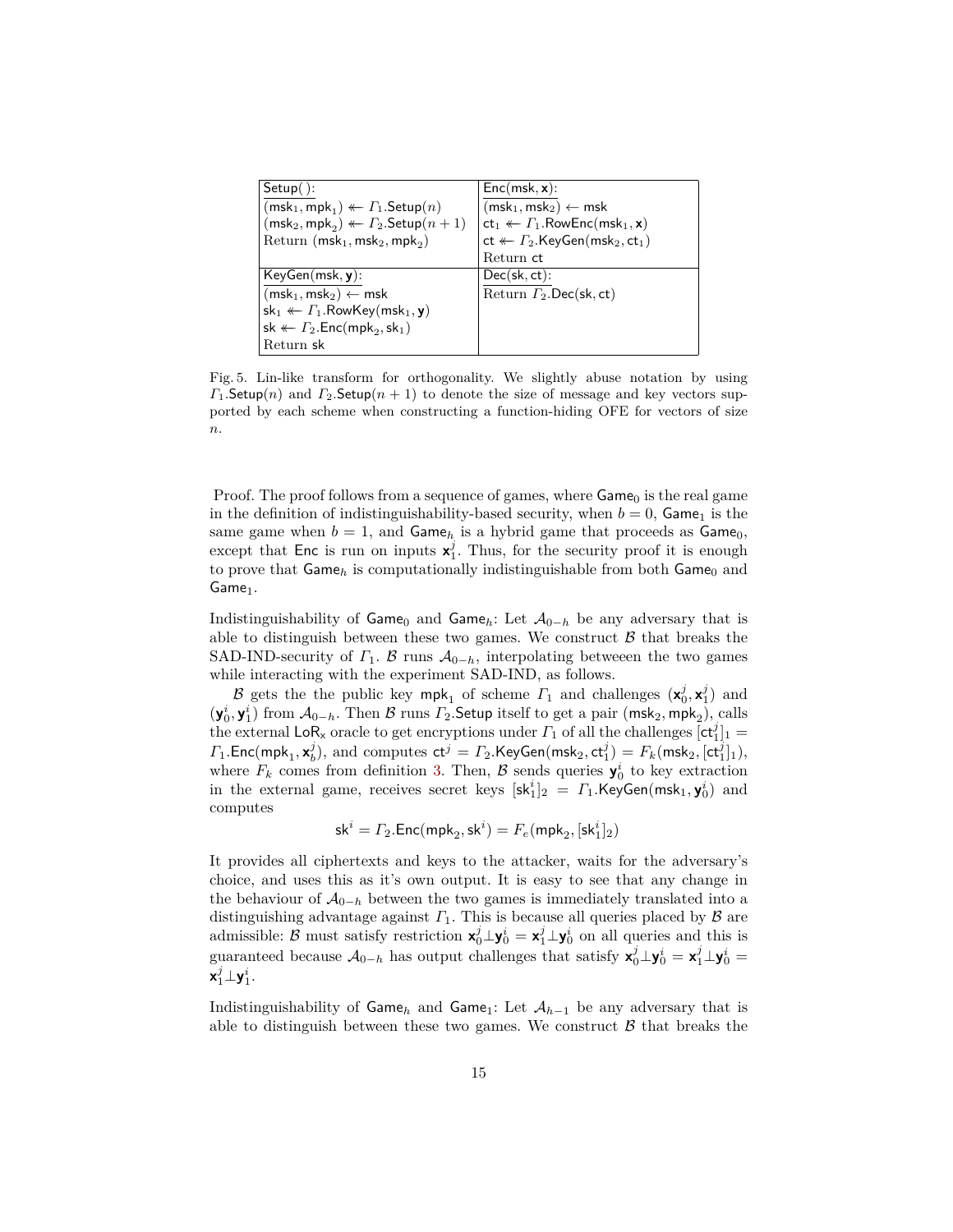| $\mathsf{Setup}()$: | $\mathsf{Enc}(\mathsf{msk}, \mathbf{x})$: |
|---|---|
| $(\mathsf{msk}_1, \mathsf{mpk}_1) \twoheadleftarrow \Gamma_1.\mathsf{Setup}(n)$ | $(\mathsf{msk}_1, \mathsf{msk}_2) \leftarrow \mathsf{msk}$ |
| $(\mathsf{msk}_2, \mathsf{mpk}_2) \twoheadleftarrow \Gamma_2.\mathsf{Setup}(n+1)$ | $\mathsf{ct}_1 \twoheadleftarrow \Gamma_1.\mathsf{RowEnc}(\mathsf{msk}_1, \mathbf{x})$ |
| Return $(\mathsf{msk}_1, \mathsf{msk}_2, \mathsf{mpk}_2)$ | $\mathsf{ct} \twoheadleftarrow \Gamma_2.\mathsf{KeyGen}(\mathsf{msk}_2, \mathsf{ct}_1)$ |
| | Return $\mathsf{ct}$ |
| $\mathsf{KeyGen}(\mathsf{msk}, \mathbf{y})$: | $\mathsf{Dec}(\mathsf{sk}, \mathsf{ct})$: |
| $(\mathsf{msk}_1, \mathsf{msk}_2) \leftarrow \mathsf{msk}$ | Return $\Gamma_2.\mathsf{Dec}(\mathsf{sk}, \mathsf{ct})$ |
| $\mathsf{sk}_1 \twoheadleftarrow \Gamma_1.\mathsf{RowKey}(\mathsf{msk}_1, \mathbf{y})$ | |
| $\mathsf{sk} \twoheadleftarrow \Gamma_2.\mathsf{Enc}(\mathsf{mpk}_2, \mathsf{sk}_1)$ | |
| Return $\mathsf{sk}$ | |

Fig. 5. Lin-like transform for orthogonality. We slightly abuse notation by using $\Gamma_1.\mathsf{Setup}(n)$ and $\Gamma_2.\mathsf{Setup}(n+1)$ to denote the size of message and key vectors supported by each scheme when constructing a function-hiding OFE for vectors of size $n$.

Proof. The proof follows from a sequence of games, where $\mathsf{Game}_0$ is the real game in the definition of indistinguishability-based security, when $b = 0$, $\mathsf{Game}_1$ is the same game when $b = 1$, and $\mathsf{Game}_h$ is a hybrid game that proceeds as $\mathsf{Game}_0$, except that $\mathsf{Enc}$ is run on inputs $\mathbf{x}_1^j$. Thus, for the security proof it is enough to prove that $\mathsf{Game}_h$ is computationally indistinguishable from both $\mathsf{Game}_0$ and $\mathsf{Game}_1$.

Indistinguishability of $\mathsf{Game}_0$ and $\mathsf{Game}_h$: Let $\mathcal{A}_{0-h}$ be any adversary that is able to distinguish between these two games. We construct $\mathcal{B}$ that breaks the SAD-IND-security of $\Gamma_1$. $\mathcal{B}$ runs $\mathcal{A}_{0-h}$, interpolating betweeen the two games while interacting with the experiment SAD-IND, as follows.

$\mathcal{B}$ gets the the public key $\mathsf{mpk}_1$ of scheme $\Gamma_1$ and challenges $(\mathbf{x}_0^j, \mathbf{x}_1^j)$ and $(\mathbf{y}_0^i, \mathbf{y}_1^i)$ from $\mathcal{A}_{0-h}$. Then $\mathcal{B}$ runs $\Gamma_2.\mathsf{Setup}$ itself to get a pair $(\mathsf{msk}_2, \mathsf{mpk}_2)$, calls the external $\mathsf{LoR}_\mathsf{x}$ oracle to get encryptions under $\Gamma_1$ of all the challenges $[\mathsf{ct}_1^j]_1 = \Gamma_1.\mathsf{Enc}(\mathsf{mpk}_1, \mathbf{x}_b^j)$, and computes $\mathsf{ct}^j = \Gamma_2.\mathsf{KeyGen}(\mathsf{msk}_2, \mathsf{ct}_1^j) = F_k(\mathsf{msk}_2, [\mathsf{ct}_1^j]_1)$, where $F_k$ comes from definition 3. Then, $\mathcal{B}$ sends queries $\mathbf{y}_0^i$ to key extraction in the external game, receives secret keys $[\mathsf{sk}_1^i]_2 = \Gamma_1.\mathsf{KeyGen}(\mathsf{msk}_1, \mathbf{y}_0^i)$ and computes

$$\mathsf{sk}^i = \Gamma_2.\mathsf{Enc}(\mathsf{mpk}_2, \mathsf{sk}^i) = F_e(\mathsf{mpk}_2, [\mathsf{sk}_1^i]_2)$$

It provides all ciphertexts and keys to the attacker, waits for the adversary's choice, and uses this as it's own output. It is easy to see that any change in the behaviour of $\mathcal{A}_{0-h}$ between the two games is immediately translated into a distinguishing advantage against $\Gamma_1$. This is because all queries placed by $\mathcal{B}$ are admissible: $\mathcal{B}$ must satisfy restriction $\mathbf{x}_0^j \bot \mathbf{y}_0^i = \mathbf{x}_1^j \bot \mathbf{y}_0^i$ on all queries and this is guaranteed because $\mathcal{A}_{0-h}$ has output challenges that satisfy $\mathbf{x}_0^j \bot \mathbf{y}_0^i = \mathbf{x}_1^j \bot \mathbf{y}_0^i = \mathbf{x}_1^j \bot \mathbf{y}_1^i$.

Indistinguishability of $\mathsf{Game}_h$ and $\mathsf{Game}_1$: Let $\mathcal{A}_{h-1}$ be any adversary that is able to distinguish between these two games. We construct $\mathcal{B}$ that breaks the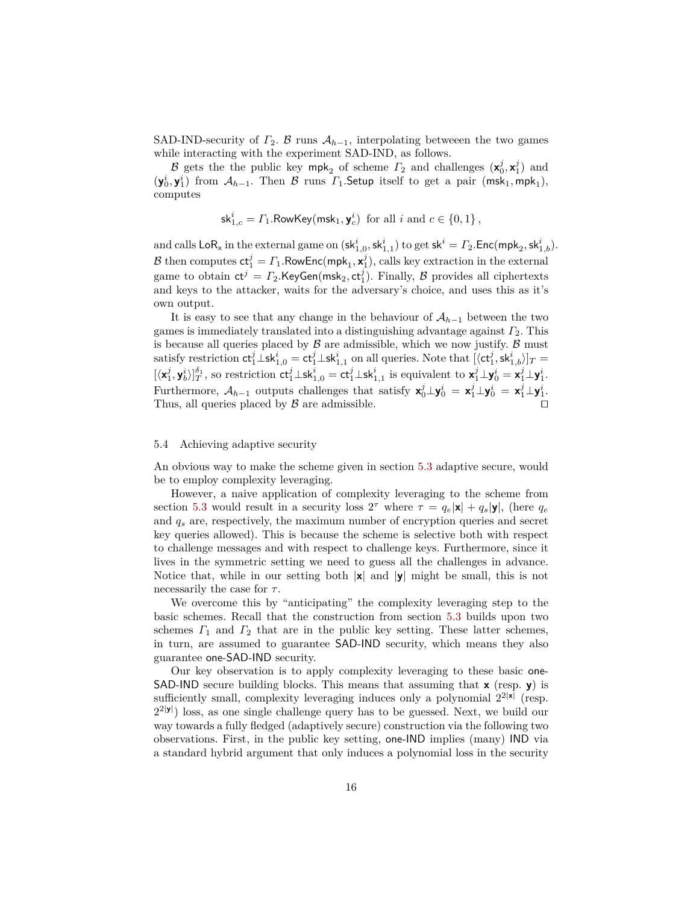SAD-IND-security of $\Gamma_2$. $\mathcal{B}$ runs $\mathcal{A}_{h-1}$, interpolating betweeen the two games while interacting with the experiment SAD-IND, as follows.

$\mathcal{B}$ gets the the public key $\mathsf{mpk}_2$ of scheme $\Gamma_2$ and challenges $(\mathbf{x}_0^j, \mathbf{x}_1^j)$ and $(\mathbf{y}_0^i, \mathbf{y}_1^i)$ from $\mathcal{A}_{h-1}$. Then $\mathcal{B}$ runs $\Gamma_1.\mathsf{Setup}$ itself to get a pair $(\mathsf{msk}_1, \mathsf{mpk}_1)$, computes

$$\mathsf{sk}_{1,c}^i = \Gamma_1.\mathsf{RowKey}(\mathsf{msk}_1, \mathbf{y}_c^i) \text{ for all } i \text{ and } c \in \{0,1\},$$

and calls $\mathsf{LoR}_\mathsf{x}$ in the external game on $(\mathsf{sk}_{1,0}^i, \mathsf{sk}_{1,1}^i)$ to get $\mathsf{sk}^i = \Gamma_2.\mathsf{Enc}(\mathsf{mpk}_2, \mathsf{sk}_{1,b}^i)$. $\mathcal{B}$ then computes $\mathsf{ct}_1^j = \Gamma_1.\mathsf{RowEnc}(\mathsf{mpk}_1, \mathbf{x}_1^j)$, calls key extraction in the external game to obtain $\mathsf{ct}^j = \Gamma_2.\mathsf{KeyGen}(\mathsf{msk}_2, \mathsf{ct}_1^j)$. Finally, $\mathcal{B}$ provides all ciphertexts and keys to the attacker, waits for the adversary's choice, and uses this as it's own output.

It is easy to see that any change in the behaviour of $\mathcal{A}_{h-1}$ between the two games is immediately translated into a distinguishing advantage against $\Gamma_2$. This is because all queries placed by $\mathcal{B}$ are admissible, which we now justify. $\mathcal{B}$ must satisfy restriction $\mathsf{ct}_1^j \perp \mathsf{sk}_{1,0}^i = \mathsf{ct}_1^j \perp \mathsf{sk}_{1,1}^i$ on all queries. Note that $[\langle \mathsf{ct}_1^j, \mathsf{sk}_{1,b}^i \rangle]_T = [\langle \mathbf{x}_1^j, \mathbf{y}_b^i \rangle]_T^{\delta_1}$, so restriction $\mathsf{ct}_1^j \perp \mathsf{sk}_{1,0}^i = \mathsf{ct}_1^j \perp \mathsf{sk}_{1,1}^i$ is equivalent to $\mathbf{x}_1^j \perp \mathbf{y}_0^i = \mathbf{x}_1^j \perp \mathbf{y}_1^i$. Furthermore, $\mathcal{A}_{h-1}$ outputs challenges that satisfy $\mathbf{x}_0^j \perp \mathbf{y}_0^i = \mathbf{x}_1^j \perp \mathbf{y}_0^i = \mathbf{x}_1^j \perp \mathbf{y}_1^i$. Thus, all queries placed by $\mathcal{B}$ are admissible. ◻

### 5.4 Achieving adaptive security

An obvious way to make the scheme given in section 5.3 adaptive secure, would be to employ complexity leveraging.

However, a naive application of complexity leveraging to the scheme from section 5.3 would result in a security loss $2^\tau$ where $\tau = q_e|\mathbf{x}| + q_s|\mathbf{y}|$, (here $q_e$ and $q_s$ are, respectively, the maximum number of encryption queries and secret key queries allowed). This is because the scheme is selective both with respect to challenge messages and with respect to challenge keys. Furthermore, since it lives in the symmetric setting we need to guess all the challenges in advance. Notice that, while in our setting both $|\mathbf{x}|$ and $|\mathbf{y}|$ might be small, this is not necessarily the case for $\tau$.

We overcome this by "anticipating" the complexity leveraging step to the basic schemes. Recall that the construction from section 5.3 builds upon two schemes $\Gamma_1$ and $\Gamma_2$ that are in the public key setting. These latter schemes, in turn, are assumed to guarantee SAD-IND security, which means they also guarantee one-SAD-IND security.

Our key observation is to apply complexity leveraging to these basic one-SAD-IND secure building blocks. This means that assuming that $\mathbf{x}$ (resp. $\mathbf{y}$) is sufficiently small, complexity leveraging induces only a polynomial $2^{2|\mathbf{x}|}$ (resp. $2^{2|\mathbf{y}|}$) loss, as one single challenge query has to be guessed. Next, we build our way towards a fully fledged (adaptively secure) construction via the following two observations. First, in the public key setting, one-IND implies (many) IND via a standard hybrid argument that only induces a polynomial loss in the security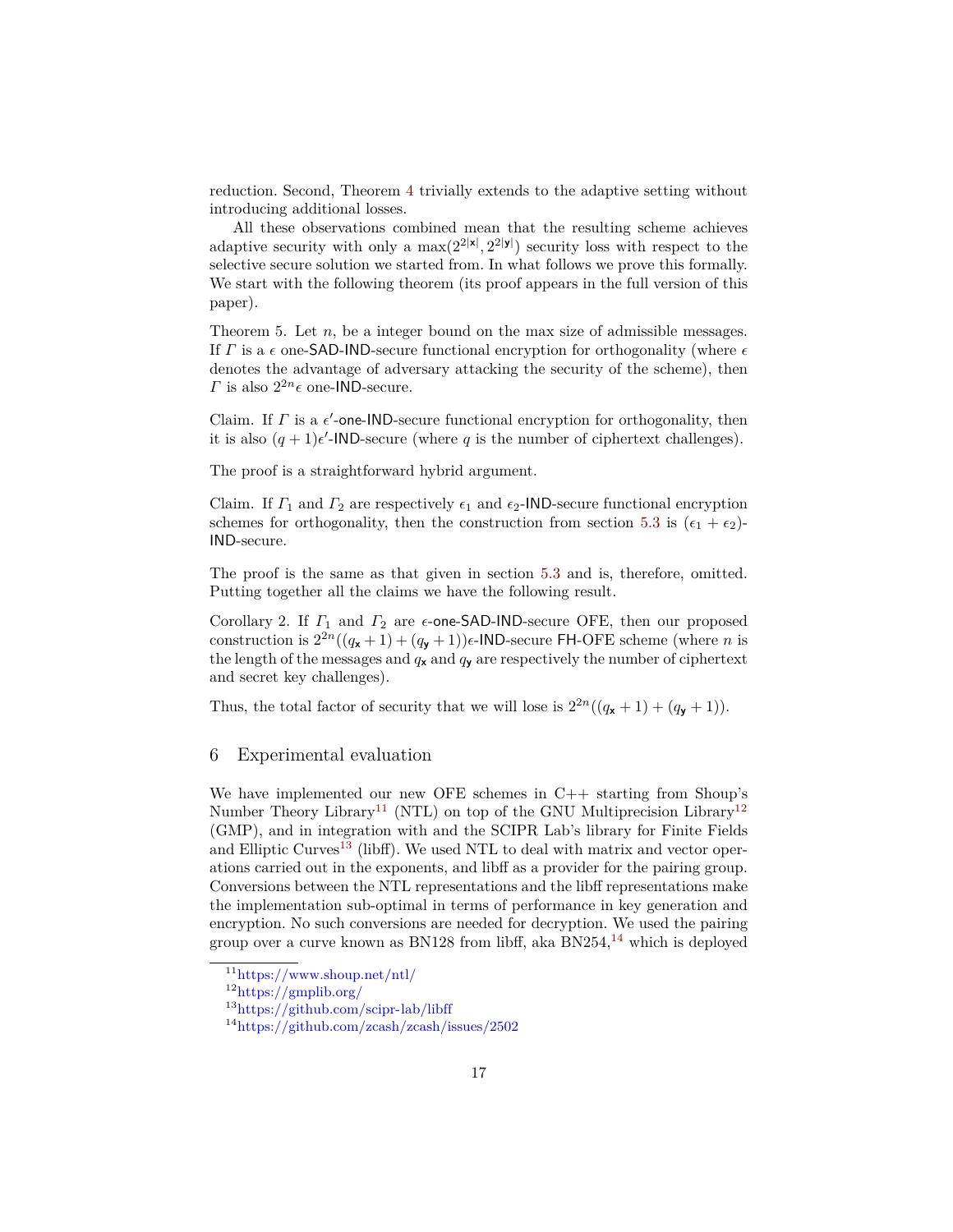reduction. Second, Theorem 4 trivially extends to the adaptive setting without introducing additional losses.

All these observations combined mean that the resulting scheme achieves adaptive security with only a $\max(2^{2|\mathsf{x}|}, 2^{2|\mathsf{y}|})$ security loss with respect to the selective secure solution we started from. In what follows we prove this formally. We start with the following theorem (its proof appears in the full version of this paper).

Theorem 5. Let $n$, be a integer bound on the max size of admissible messages. If $\Gamma$ is a $\epsilon$ one-SAD-IND-secure functional encryption for orthogonality (where $\epsilon$ denotes the advantage of adversary attacking the security of the scheme), then $\Gamma$ is also $2^{2n}\epsilon$ one-IND-secure.

Claim. If $\Gamma$ is a $\epsilon'$-one-IND-secure functional encryption for orthogonality, then it is also $(q+1)\epsilon'$-IND-secure (where $q$ is the number of ciphertext challenges).

The proof is a straightforward hybrid argument.

Claim. If $\Gamma_1$ and $\Gamma_2$ are respectively $\epsilon_1$ and $\epsilon_2$-IND-secure functional encryption schemes for orthogonality, then the construction from section 5.3 is $(\epsilon_1 + \epsilon_2)$-IND-secure.

The proof is the same as that given in section 5.3 and is, therefore, omitted. Putting together all the claims we have the following result.

Corollary 2. If $\Gamma_1$ and $\Gamma_2$ are $\epsilon$-one-SAD-IND-secure OFE, then our proposed construction is $2^{2n}((q_{\mathsf{x}}+1)+(q_{\mathsf{y}}+1))\epsilon$-IND-secure FH-OFE scheme (where $n$ is the length of the messages and $q_{\mathsf{x}}$ and $q_{\mathsf{y}}$ are respectively the number of ciphertext and secret key challenges).

Thus, the total factor of security that we will lose is $2^{2n}((q_{\mathsf{x}}+1)+(q_{\mathsf{y}}+1))$.

## 6 Experimental evaluation

We have implemented our new OFE schemes in C++ starting from Shoup's Number Theory Library[11] (NTL) on top of the GNU Multiprecision Library[12] (GMP), and in integration with and the SCIPR Lab's library for Finite Fields and Elliptic Curves[13] (libff). We used NTL to deal with matrix and vector operations carried out in the exponents, and libff as a provider for the pairing group. Conversions between the NTL representations and the libff representations make the implementation sub-optimal in terms of performance in key generation and encryption. No such conversions are needed for decryption. We used the pairing group over a curve known as BN128 from libff, aka BN254,[14] which is deployed

[11] https://www.shoup.net/ntl/

[12] https://gmplib.org/

[13] https://github.com/scipr-lab/libff

[14] https://github.com/zcash/zcash/issues/2502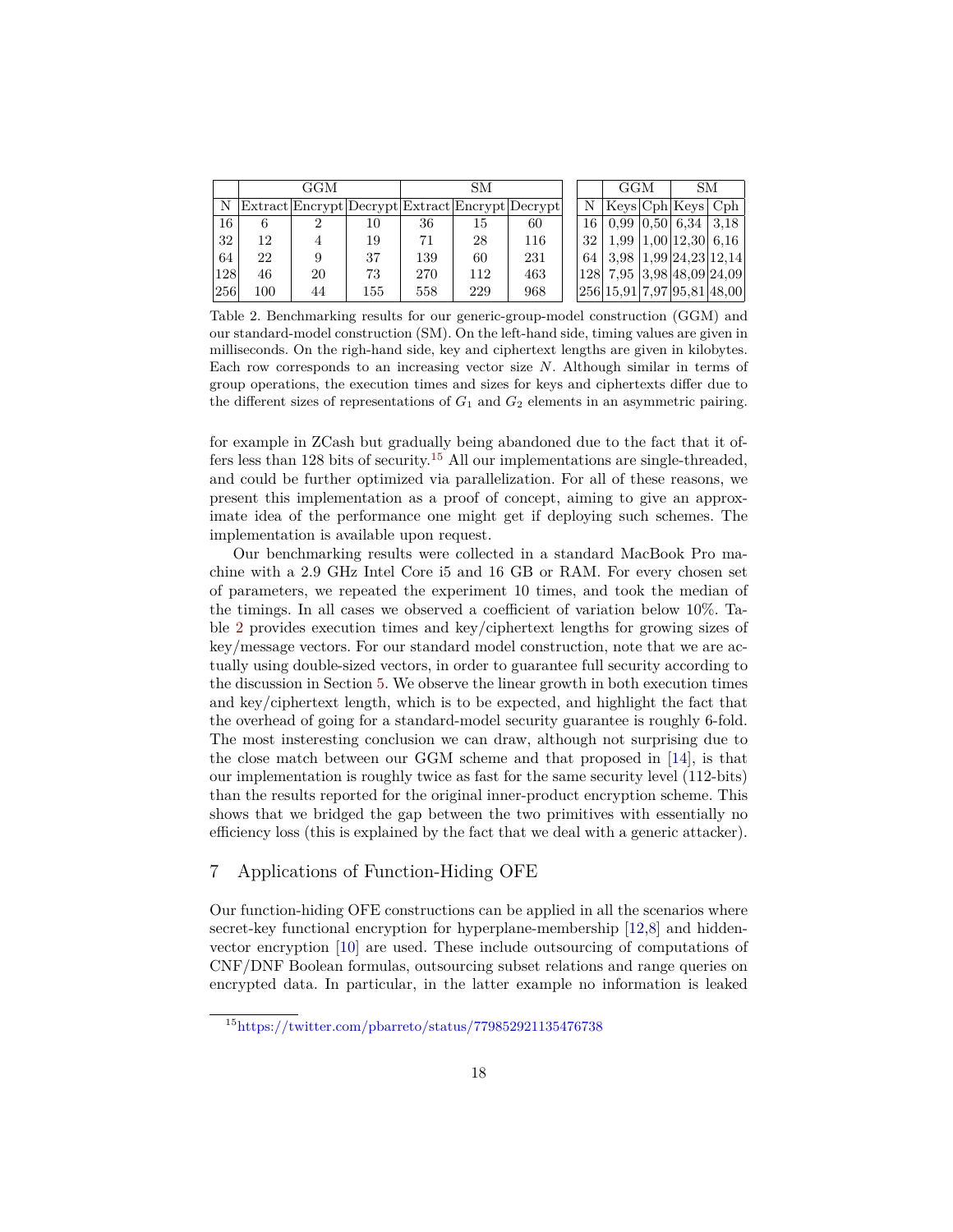| | GGM | | | SM | | |
|---|---|---|---|---|---|---|
| N | Extract | Encrypt | Decrypt | Extract | Encrypt | Decrypt |
| 16 | 6 | 2 | 10 | 36 | 15 | 60 |
| 32 | 12 | 4 | 19 | 71 | 28 | 116 |
| 64 | 22 | 9 | 37 | 139 | 60 | 231 |
| 128 | 46 | 20 | 73 | 270 | 112 | 463 |
| 256 | 100 | 44 | 155 | 558 | 229 | 968 |

| | GGM | | SM | |
|---|---|---|---|---|
| N | Keys | Cph | Keys | Cph |
| 16 | 0,99 | 0,50 | 6,34 | 3,18 |
| 32 | 1,99 | 1,00 | 12,30 | 6,16 |
| 64 | 3,98 | 1,99 | 24,23 | 12,14 |
| 128 | 7,95 | 3,98 | 48,09 | 24,09 |
| 256 | 15,91 | 7,97 | 95,81 | 48,00 |

Table 2. Benchmarking results for our generic-group-model construction (GGM) and our standard-model construction (SM). On the left-hand side, timing values are given in milliseconds. On the righ-hand side, key and ciphertext lengths are given in kilobytes. Each row corresponds to an increasing vector size $N$. Although similar in terms of group operations, the execution times and sizes for keys and ciphertexts differ due to the different sizes of representations of $G_1$ and $G_2$ elements in an asymmetric pairing.

for example in ZCash but gradually being abandoned due to the fact that it offers less than 128 bits of security.[15] All our implementations are single-threaded, and could be further optimized via parallelization. For all of these reasons, we present this implementation as a proof of concept, aiming to give an approximate idea of the performance one might get if deploying such schemes. The implementation is available upon request.

Our benchmarking results were collected in a standard MacBook Pro machine with a 2.9 GHz Intel Core i5 and 16 GB or RAM. For every chosen set of parameters, we repeated the experiment 10 times, and took the median of the timings. In all cases we observed a coefficient of variation below 10%. Table 2 provides execution times and key/ciphertext lengths for growing sizes of key/message vectors. For our standard model construction, note that we are actually using double-sized vectors, in order to guarantee full security according to the discussion in Section 5. We observe the linear growth in both execution times and key/ciphertext length, which is to be expected, and highlight the fact that the overhead of going for a standard-model security guarantee is roughly 6-fold. The most insteresting conclusion we can draw, although not surprising due to the close match between our GGM scheme and that proposed in [14], is that our implementation is roughly twice as fast for the same security level (112-bits) than the results reported for the original inner-product encryption scheme. This shows that we bridged the gap between the two primitives with essentially no efficiency loss (this is explained by the fact that we deal with a generic attacker).

## 7 Applications of Function-Hiding OFE

Our function-hiding OFE constructions can be applied in all the scenarios where secret-key functional encryption for hyperplane-membership [12,8] and hidden-vector encryption [10] are used. These include outsourcing of computations of CNF/DNF Boolean formulas, outsourcing subset relations and range queries on encrypted data. In particular, in the latter example no information is leaked

[15] https://twitter.com/pbarreto/status/779852921135476738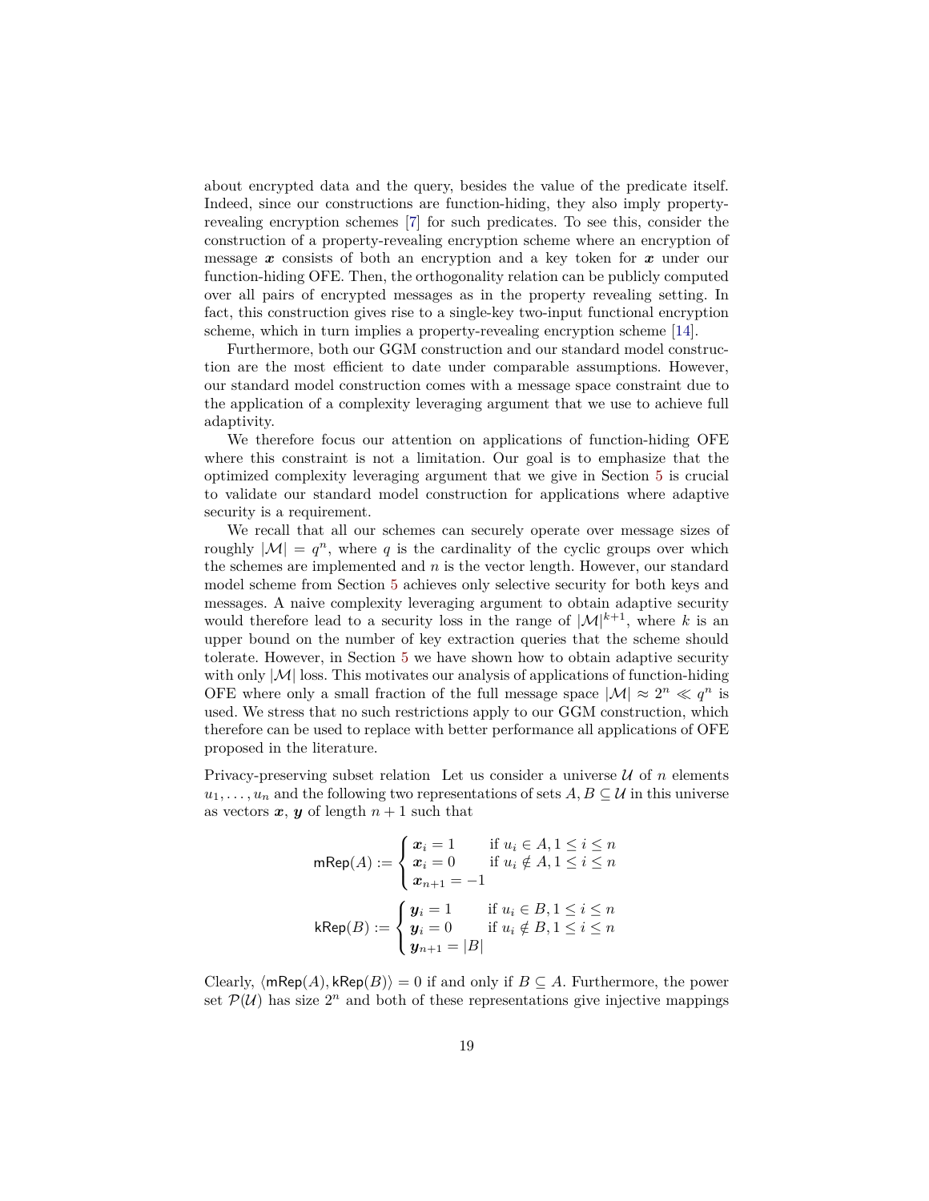about encrypted data and the query, besides the value of the predicate itself. Indeed, since our constructions are function-hiding, they also imply property-revealing encryption schemes [7] for such predicates. To see this, consider the construction of a property-revealing encryption scheme where an encryption of message $\boldsymbol{x}$ consists of both an encryption and a key token for $\boldsymbol{x}$ under our function-hiding OFE. Then, the orthogonality relation can be publicly computed over all pairs of encrypted messages as in the property revealing setting. In fact, this construction gives rise to a single-key two-input functional encryption scheme, which in turn implies a property-revealing encryption scheme [14].

Furthermore, both our GGM construction and our standard model construction are the most efficient to date under comparable assumptions. However, our standard model construction comes with a message space constraint due to the application of a complexity leveraging argument that we use to achieve full adaptivity.

We therefore focus our attention on applications of function-hiding OFE where this constraint is not a limitation. Our goal is to emphasize that the optimized complexity leveraging argument that we give in Section 5 is crucial to validate our standard model construction for applications where adaptive security is a requirement.

We recall that all our schemes can securely operate over message sizes of roughly $|\mathcal{M}| = q^n$, where $q$ is the cardinality of the cyclic groups over which the schemes are implemented and $n$ is the vector length. However, our standard model scheme from Section 5 achieves only selective security for both keys and messages. A naive complexity leveraging argument to obtain adaptive security would therefore lead to a security loss in the range of $|\mathcal{M}|^{k+1}$, where $k$ is an upper bound on the number of key extraction queries that the scheme should tolerate. However, in Section 5 we have shown how to obtain adaptive security with only $|\mathcal{M}|$ loss. This motivates our analysis of applications of function-hiding OFE where only a small fraction of the full message space $|\mathcal{M}| \approx 2^n \ll q^n$ is used. We stress that no such restrictions apply to our GGM construction, which therefore can be used to replace with better performance all applications of OFE proposed in the literature.

Privacy-preserving subset relation Let us consider a universe $\mathcal{U}$ of $n$ elements $u_1, \ldots, u_n$ and the following two representations of sets $A, B \subseteq \mathcal{U}$ in this universe as vectors $\boldsymbol{x}$, $\boldsymbol{y}$ of length $n+1$ such that

$$\mathsf{mRep}(A) := \begin{cases} \boldsymbol{x}_i = 1 & \text{if } u_i \in A, 1 \leq i \leq n \\ \boldsymbol{x}_i = 0 & \text{if } u_i \notin A, 1 \leq i \leq n \\ \boldsymbol{x}_{n+1} = -1 \end{cases}$$

$$\mathsf{kRep}(B) := \begin{cases} \boldsymbol{y}_i = 1 & \text{if } u_i \in B, 1 \leq i \leq n \\ \boldsymbol{y}_i = 0 & \text{if } u_i \notin B, 1 \leq i \leq n \\ \boldsymbol{y}_{n+1} = |B| \end{cases}$$

Clearly, $\langle \mathsf{mRep}(A), \mathsf{kRep}(B) \rangle = 0$ if and only if $B \subseteq A$. Furthermore, the power set $\mathcal{P}(\mathcal{U})$ has size $2^n$ and both of these representations give injective mappings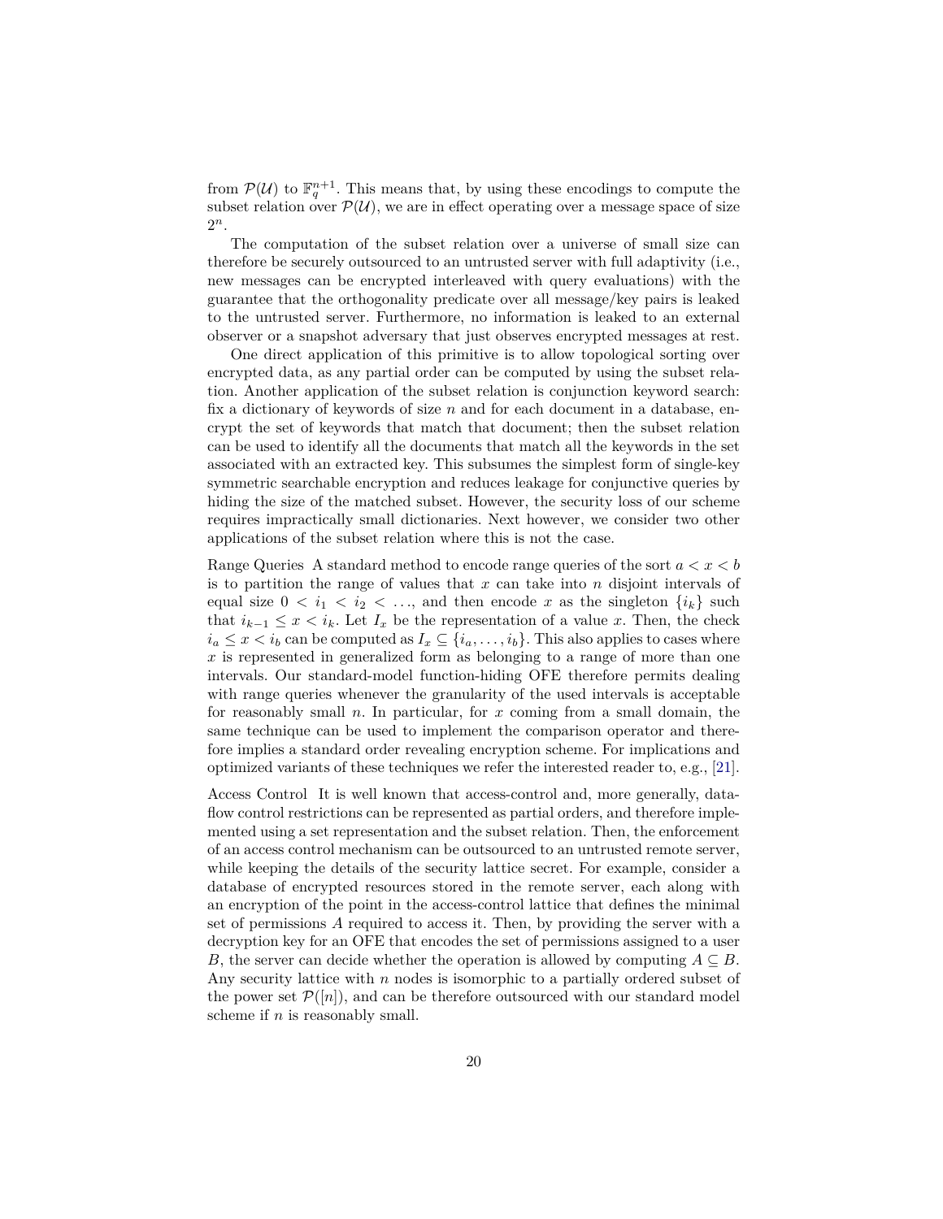from $\mathcal{P}(\mathcal{U})$ to $\mathbb{F}_q^{n+1}$. This means that, by using these encodings to compute the subset relation over $\mathcal{P}(\mathcal{U})$, we are in effect operating over a message space of size $2^n$.

The computation of the subset relation over a universe of small size can therefore be securely outsourced to an untrusted server with full adaptivity (i.e., new messages can be encrypted interleaved with query evaluations) with the guarantee that the orthogonality predicate over all message/key pairs is leaked to the untrusted server. Furthermore, no information is leaked to an external observer or a snapshot adversary that just observes encrypted messages at rest.

One direct application of this primitive is to allow topological sorting over encrypted data, as any partial order can be computed by using the subset relation. Another application of the subset relation is conjunction keyword search: fix a dictionary of keywords of size $n$ and for each document in a database, encrypt the set of keywords that match that document; then the subset relation can be used to identify all the documents that match all the keywords in the set associated with an extracted key. This subsumes the simplest form of single-key symmetric searchable encryption and reduces leakage for conjunctive queries by hiding the size of the matched subset. However, the security loss of our scheme requires impractically small dictionaries. Next however, we consider two other applications of the subset relation where this is not the case.

Range Queries A standard method to encode range queries of the sort $a < x < b$ is to partition the range of values that $x$ can take into $n$ disjoint intervals of equal size $0 < i_1 < i_2 < \ldots$, and then encode $x$ as the singleton $\{i_k\}$ such that $i_{k-1} \leq x < i_k$. Let $I_x$ be the representation of a value $x$. Then, the check $i_a \leq x < i_b$ can be computed as $I_x \subseteq \{i_a, \ldots, i_b\}$. This also applies to cases where $x$ is represented in generalized form as belonging to a range of more than one intervals. Our standard-model function-hiding OFE therefore permits dealing with range queries whenever the granularity of the used intervals is acceptable for reasonably small $n$. In particular, for $x$ coming from a small domain, the same technique can be used to implement the comparison operator and therefore implies a standard order revealing encryption scheme. For implications and optimized variants of these techniques we refer the interested reader to, e.g., [21].

Access Control It is well known that access-control and, more generally, dataflow control restrictions can be represented as partial orders, and therefore implemented using a set representation and the subset relation. Then, the enforcement of an access control mechanism can be outsourced to an untrusted remote server, while keeping the details of the security lattice secret. For example, consider a database of encrypted resources stored in the remote server, each along with an encryption of the point in the access-control lattice that defines the minimal set of permissions $A$ required to access it. Then, by providing the server with a decryption key for an OFE that encodes the set of permissions assigned to a user $B$, the server can decide whether the operation is allowed by computing $A \subseteq B$. Any security lattice with $n$ nodes is isomorphic to a partially ordered subset of the power set $\mathcal{P}([n])$, and can be therefore outsourced with our standard model scheme if $n$ is reasonably small.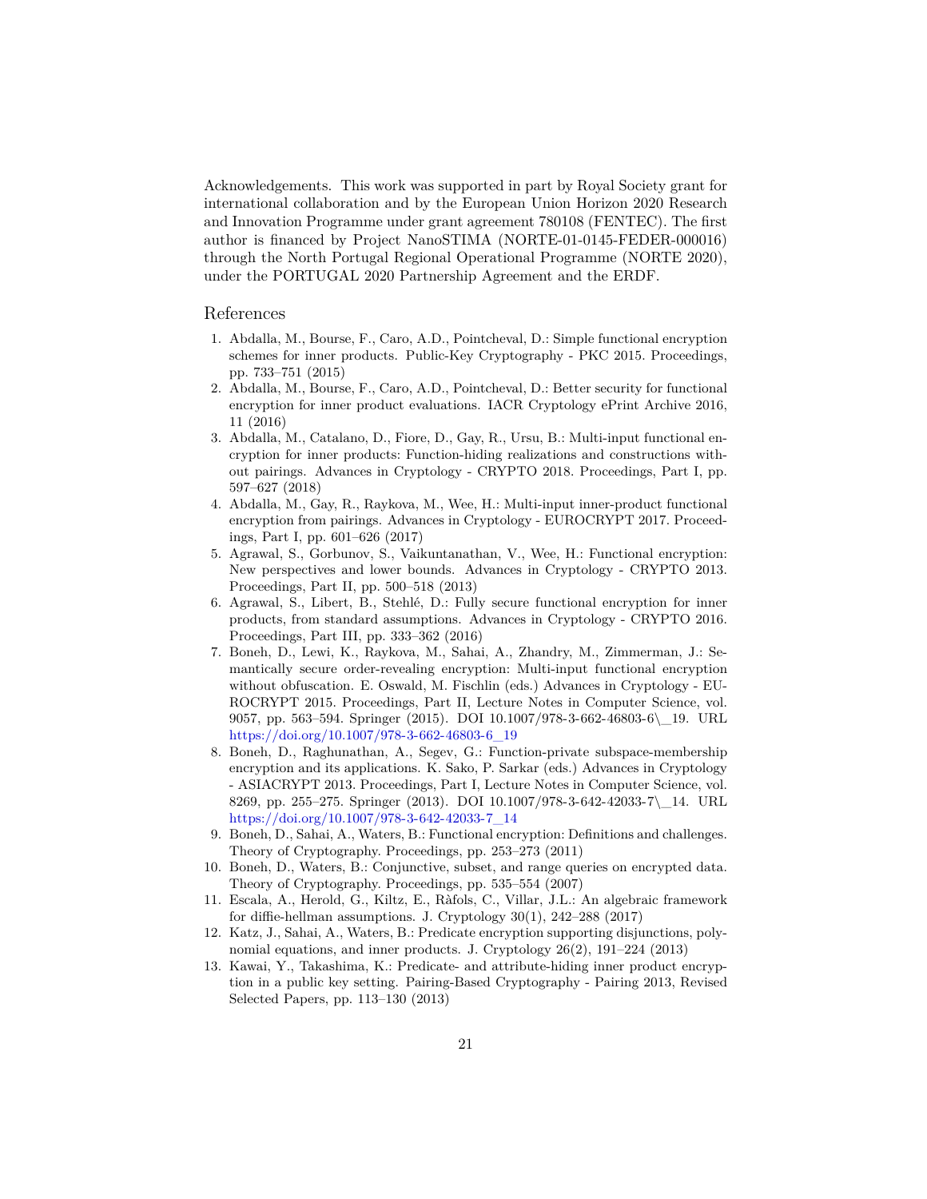**Acknowledgements.** This work was supported in part by Royal Society grant for international collaboration and by the European Union Horizon 2020 Research and Innovation Programme under grant agreement 780108 (FENTEC). The first author is financed by Project NanoSTIMA (NORTE-01-0145-FEDER-000016) through the North Portugal Regional Operational Programme (NORTE 2020), under the PORTUGAL 2020 Partnership Agreement and the ERDF.

## References

1. Abdalla, M., Bourse, F., Caro, A.D., Pointcheval, D.: Simple functional encryption schemes for inner products. Public-Key Cryptography - PKC 2015. Proceedings, pp. 733–751 (2015)
2. Abdalla, M., Bourse, F., Caro, A.D., Pointcheval, D.: Better security for functional encryption for inner product evaluations. IACR Cryptology ePrint Archive 2016, 11 (2016)
3. Abdalla, M., Catalano, D., Fiore, D., Gay, R., Ursu, B.: Multi-input functional encryption for inner products: Function-hiding realizations and constructions without pairings. Advances in Cryptology - CRYPTO 2018. Proceedings, Part I, pp. 597–627 (2018)
4. Abdalla, M., Gay, R., Raykova, M., Wee, H.: Multi-input inner-product functional encryption from pairings. Advances in Cryptology - EUROCRYPT 2017. Proceedings, Part I, pp. 601–626 (2017)
5. Agrawal, S., Gorbunov, S., Vaikuntanathan, V., Wee, H.: Functional encryption: New perspectives and lower bounds. Advances in Cryptology - CRYPTO 2013. Proceedings, Part II, pp. 500–518 (2013)
6. Agrawal, S., Libert, B., Stehlé, D.: Fully secure functional encryption for inner products, from standard assumptions. Advances in Cryptology - CRYPTO 2016. Proceedings, Part III, pp. 333–362 (2016)
7. Boneh, D., Lewi, K., Raykova, M., Sahai, A., Zhandry, M., Zimmerman, J.: Semantically secure order-revealing encryption: Multi-input functional encryption without obfuscation. E. Oswald, M. Fischlin (eds.) Advances in Cryptology - EUROCRYPT 2015. Proceedings, Part II, Lecture Notes in Computer Science, vol. 9057, pp. 563–594. Springer (2015). DOI 10.1007/978-3-662-46803-6\_19. URL https://doi.org/10.1007/978-3-662-46803-6_19
8. Boneh, D., Raghunathan, A., Segev, G.: Function-private subspace-membership encryption and its applications. K. Sako, P. Sarkar (eds.) Advances in Cryptology - ASIACRYPT 2013. Proceedings, Part I, Lecture Notes in Computer Science, vol. 8269, pp. 255–275. Springer (2013). DOI 10.1007/978-3-642-42033-7\_14. URL https://doi.org/10.1007/978-3-642-42033-7_14
9. Boneh, D., Sahai, A., Waters, B.: Functional encryption: Definitions and challenges. Theory of Cryptography. Proceedings, pp. 253–273 (2011)
10. Boneh, D., Waters, B.: Conjunctive, subset, and range queries on encrypted data. Theory of Cryptography. Proceedings, pp. 535–554 (2007)
11. Escala, A., Herold, G., Kiltz, E., Ràfols, C., Villar, J.L.: An algebraic framework for diffie-hellman assumptions. J. Cryptology 30(1), 242–288 (2017)
12. Katz, J., Sahai, A., Waters, B.: Predicate encryption supporting disjunctions, polynomial equations, and inner products. J. Cryptology 26(2), 191–224 (2013)
13. Kawai, Y., Takashima, K.: Predicate- and attribute-hiding inner product encryption in a public key setting. Pairing-Based Cryptography - Pairing 2013, Revised Selected Papers, pp. 113–130 (2013)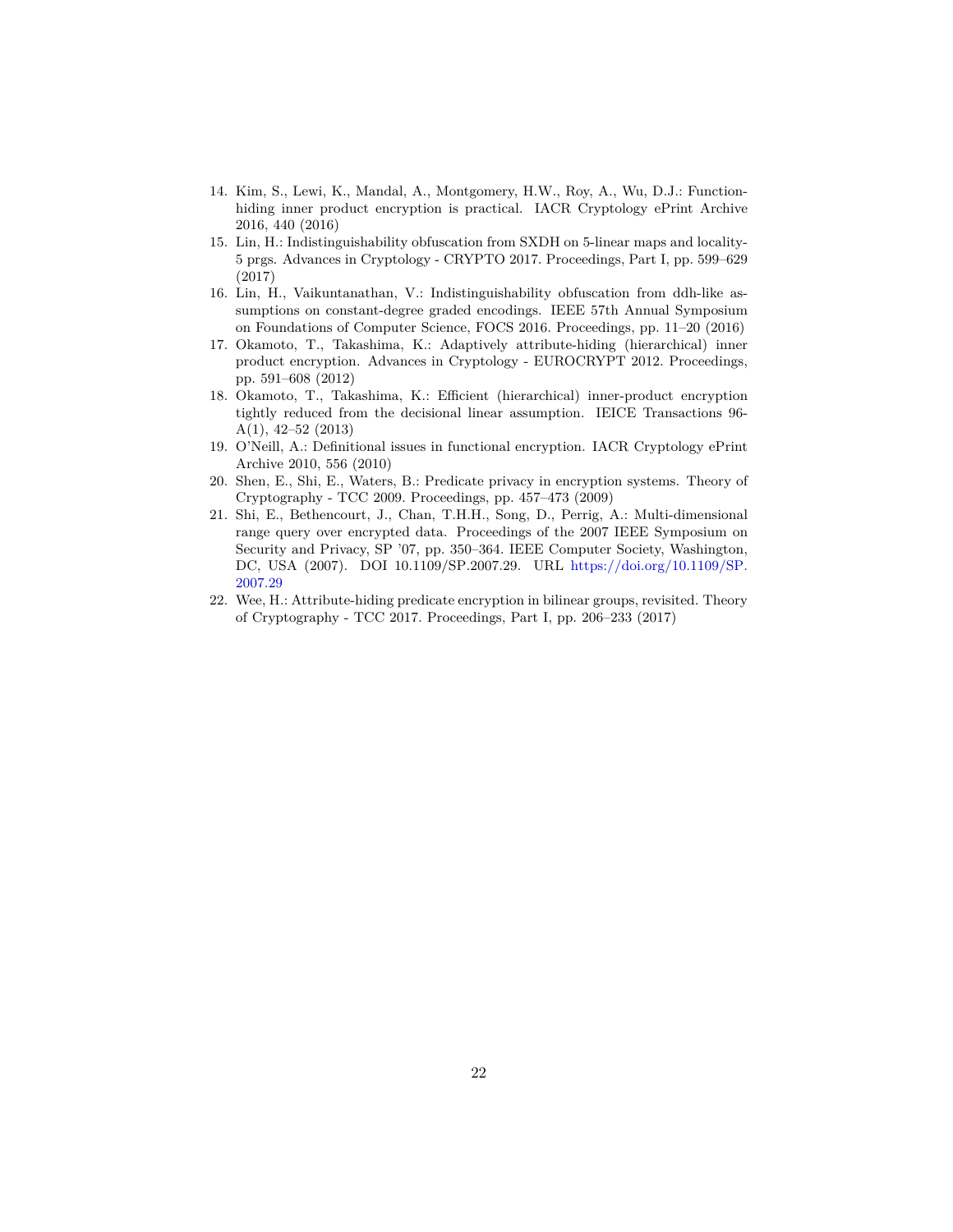14. Kim, S., Lewi, K., Mandal, A., Montgomery, H.W., Roy, A., Wu, D.J.: Function-hiding inner product encryption is practical. IACR Cryptology ePrint Archive 2016, 440 (2016)
15. Lin, H.: Indistinguishability obfuscation from SXDH on 5-linear maps and locality-5 prgs. Advances in Cryptology - CRYPTO 2017. Proceedings, Part I, pp. 599–629 (2017)
16. Lin, H., Vaikuntanathan, V.: Indistinguishability obfuscation from ddh-like assumptions on constant-degree graded encodings. IEEE 57th Annual Symposium on Foundations of Computer Science, FOCS 2016. Proceedings, pp. 11–20 (2016)
17. Okamoto, T., Takashima, K.: Adaptively attribute-hiding (hierarchical) inner product encryption. Advances in Cryptology - EUROCRYPT 2012. Proceedings, pp. 591–608 (2012)
18. Okamoto, T., Takashima, K.: Efficient (hierarchical) inner-product encryption tightly reduced from the decisional linear assumption. IEICE Transactions 96-A(1), 42–52 (2013)
19. O'Neill, A.: Definitional issues in functional encryption. IACR Cryptology ePrint Archive 2010, 556 (2010)
20. Shen, E., Shi, E., Waters, B.: Predicate privacy in encryption systems. Theory of Cryptography - TCC 2009. Proceedings, pp. 457–473 (2009)
21. Shi, E., Bethencourt, J., Chan, T.H.H., Song, D., Perrig, A.: Multi-dimensional range query over encrypted data. Proceedings of the 2007 IEEE Symposium on Security and Privacy, SP '07, pp. 350–364. IEEE Computer Society, Washington, DC, USA (2007). DOI 10.1109/SP.2007.29. URL https://doi.org/10.1109/SP.2007.29
22. Wee, H.: Attribute-hiding predicate encryption in bilinear groups, revisited. Theory of Cryptography - TCC 2017. Proceedings, Part I, pp. 206–233 (2017)